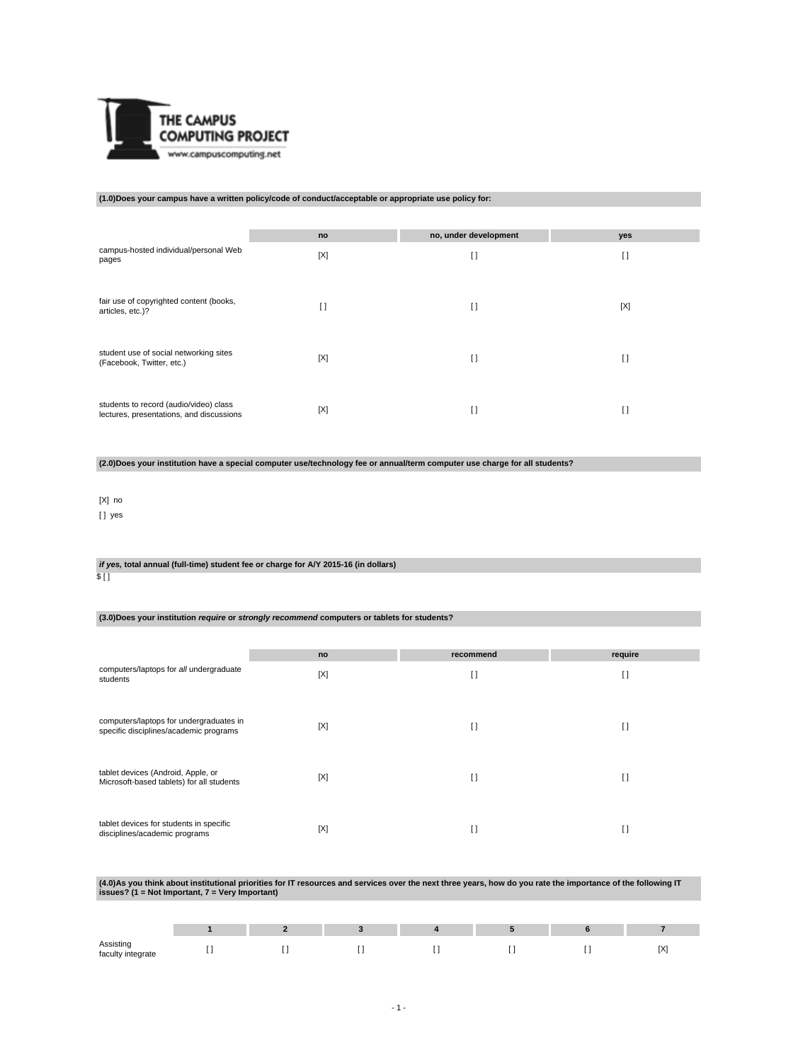THE CAMPUS COMPUTING PROJECT
www.campuscomputing.net

**(1.0)Does your campus have a written policy/code of conduct/acceptable or appropriate use policy for:**

| | no | no, under development | yes |
|---|---|---|---|
| campus-hosted individual/personal Web pages | [X] | [ ] | [ ] |
| fair use of copyrighted content (books, articles, etc.)? | [ ] | [ ] | [X] |
| student use of social networking sites (Facebook, Twitter, etc.) | [X] | [ ] | [ ] |
| students to record (audio/video) class lectures, presentations, and discussions | [X] | [ ] | [ ] |

**(2.0)Does your institution have a special computer use/technology fee or annual/term computer use charge for all students?**

[X] no

[ ] yes

***if yes,* total annual (full-time) student fee or charge for A/Y 2015-16 (in dollars)**

$ [ ]

**(3.0)Does your institution *require* or *strongly recommend* computers or tablets for students?**

| | no | recommend | require |
|---|---|---|---|
| computers/laptops for *all* undergraduate students | [X] | [ ] | [ ] |
| computers/laptops for undergraduates in specific disciplines/academic programs | [X] | [ ] | [ ] |
| tablet devices (Android, Apple, or Microsoft-based tablets) for all students | [X] | [ ] | [ ] |
| tablet devices for students in specific disciplines/academic programs | [X] | [ ] | [ ] |

**(4.0)As you think about institutional priorities for IT resources and services over the next three years, how do you rate the importance of the following IT issues? (1 = Not Important, 7 = Very Important)**

| | 1 | 2 | 3 | 4 | 5 | 6 | 7 |
|---|---|---|---|---|---|---|---|
| Assisting faculty integrate | [ ] | [ ] | [ ] | [ ] | [ ] | [ ] | [X] |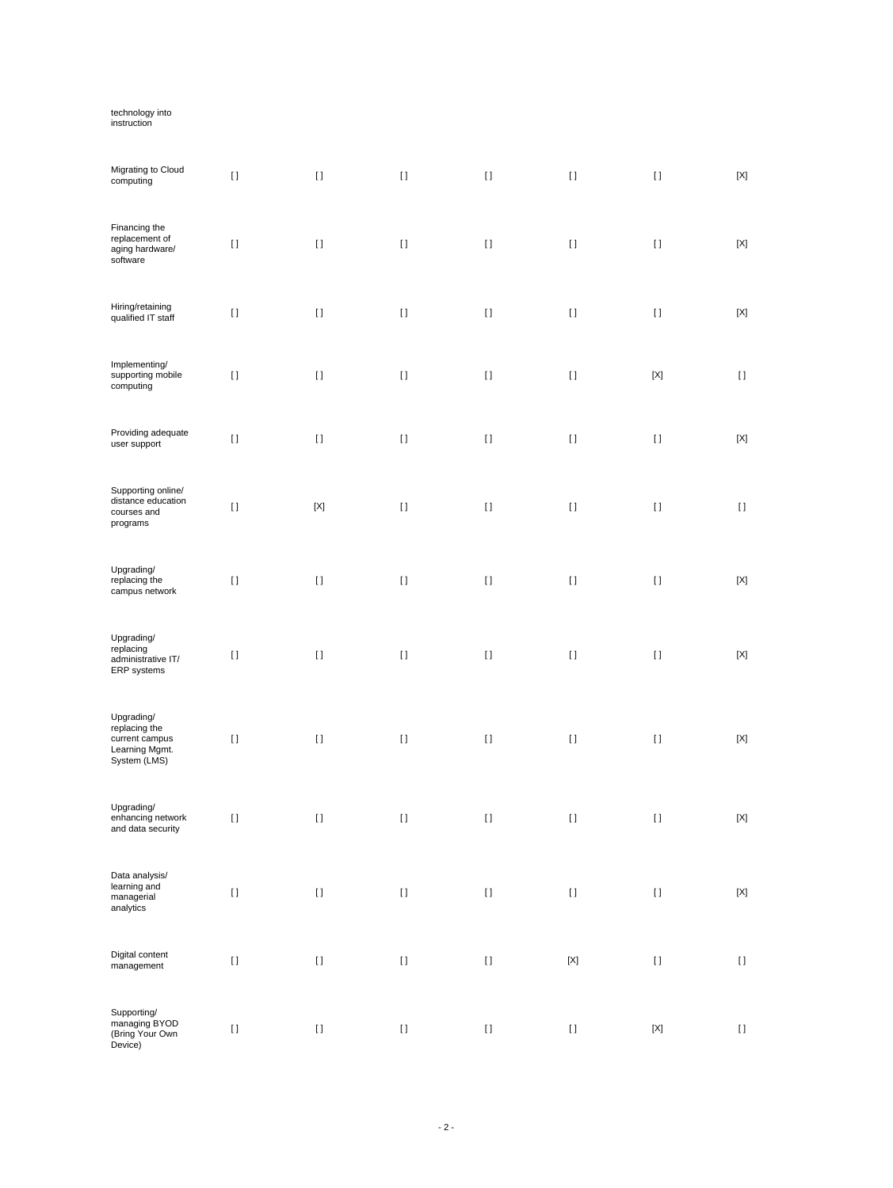| | | | | | | | |
|---|---|---|---|---|---|---|---|
| technology into instruction | | | | | | | |
| Migrating to Cloud computing | [] | [] | [] | [] | [] | [] | [X] |
| Financing the replacement of aging hardware/ software | [] | [] | [] | [] | [] | [] | [X] |
| Hiring/retaining qualified IT staff | [] | [] | [] | [] | [] | [] | [X] |
| Implementing/ supporting mobile computing | [] | [] | [] | [] | [] | [X] | [] |
| Providing adequate user support | [] | [] | [] | [] | [] | [] | [X] |
| Supporting online/ distance education courses and programs | [] | [X] | [] | [] | [] | [] | [] |
| Upgrading/ replacing the campus network | [] | [] | [] | [] | [] | [] | [X] |
| Upgrading/ replacing administrative IT/ ERP systems | [] | [] | [] | [] | [] | [] | [X] |
| Upgrading/ replacing the current campus Learning Mgmt. System (LMS) | [] | [] | [] | [] | [] | [] | [X] |
| Upgrading/ enhancing network and data security | [] | [] | [] | [] | [] | [] | [X] |
| Data analysis/ learning and managerial analytics | [] | [] | [] | [] | [] | [] | [X] |
| Digital content management | [] | [] | [] | [] | [X] | [] | [] |
| Supporting/ managing BYOD (Bring Your Own Device) | [] | [] | [] | [] | [] | [X] | [] |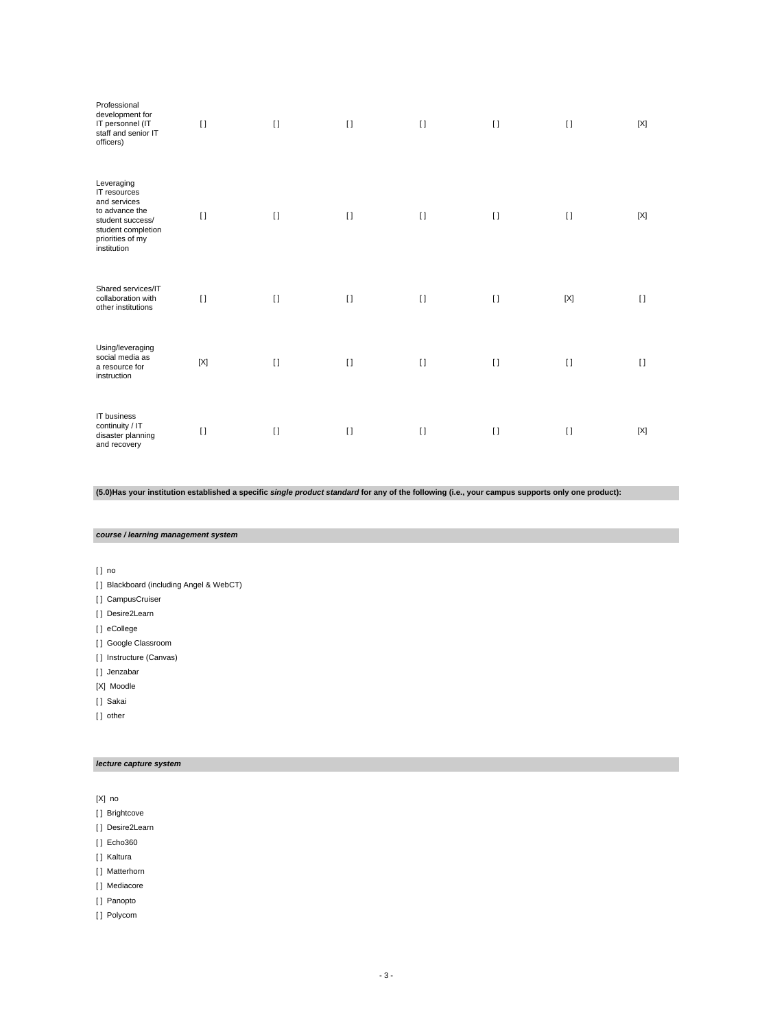| | | | | | | | |
|---|---|---|---|---|---|---|---|
| Professional development for IT personnel (IT staff and senior IT officers) | [] | [] | [] | [] | [] | [] | [X] |
| Leveraging IT resources and services to advance the student success/ student completion priorities of my institution | [] | [] | [] | [] | [] | [] | [X] |
| Shared services/IT collaboration with other institutions | [] | [] | [] | [] | [] | [X] | [] |
| Using/leveraging social media as a resource for instruction | [X] | [] | [] | [] | [] | [] | [] |
| IT business continuity / IT disaster planning and recovery | [] | [] | [] | [] | [] | [] | [X] |

**(5.0)Has your institution established a specific *single product standard* for any of the following (i.e., your campus supports only one product):**

***course / learning management system***

[] no

[] Blackboard (including Angel & WebCT)

[] CampusCruiser

[] Desire2Learn

[] eCollege

[] Google Classroom

[] Instructure (Canvas)

[] Jenzabar

[X] Moodle

[] Sakai

[] other

***lecture capture system***

[X] no

[] Brightcove

[] Desire2Learn

[] Echo360

[] Kaltura

[] Matterhorn

[] Mediacore

[] Panopto

[] Polycom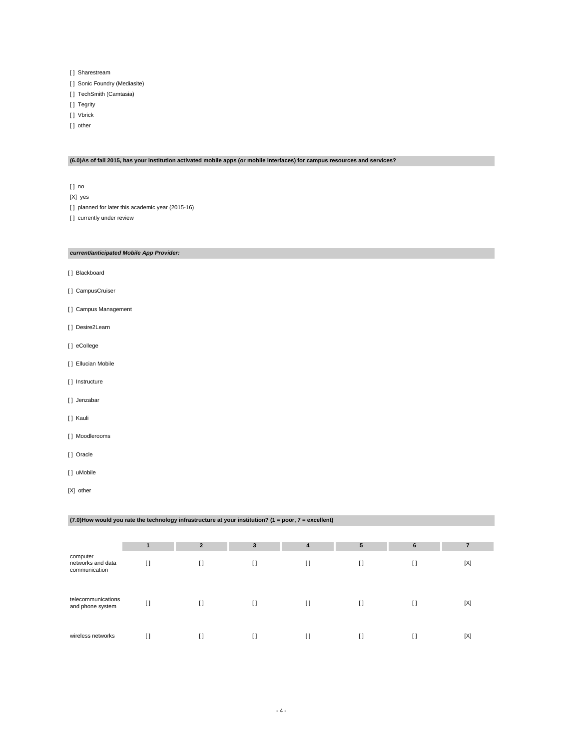[ ] Sharestream

[ ] Sonic Foundry (Mediasite)

[ ] TechSmith (Camtasia)

[ ] Tegrity

[ ] Vbrick

[ ] other

**(6.0)As of fall 2015, has your institution activated mobile apps (or mobile interfaces) for campus resources and services?**

[ ] no

[X] yes

[ ] planned for later this academic year (2015-16)

[ ] currently under review

***current/anticipated Mobile App Provider:***

[ ] Blackboard

[ ] CampusCruiser

[ ] Campus Management

[ ] Desire2Learn

[ ] eCollege

[ ] Ellucian Mobile

[ ] Instructure

[ ] Jenzabar

[ ] Kauli

[ ] Moodlerooms

[ ] Oracle

[ ] uMobile

[X] other

**(7.0)How would you rate the technology infrastructure at your institution? (1 = poor, 7 = excellent)**

| | 1 | 2 | 3 | 4 | 5 | 6 | 7 |
|---|---|---|---|---|---|---|---|
| computer networks and data communication | [ ] | [ ] | [ ] | [ ] | [ ] | [ ] | [X] |
| telecommunications and phone system | [ ] | [ ] | [ ] | [ ] | [ ] | [ ] | [X] |
| wireless networks | [ ] | [ ] | [ ] | [ ] | [ ] | [ ] | [X] |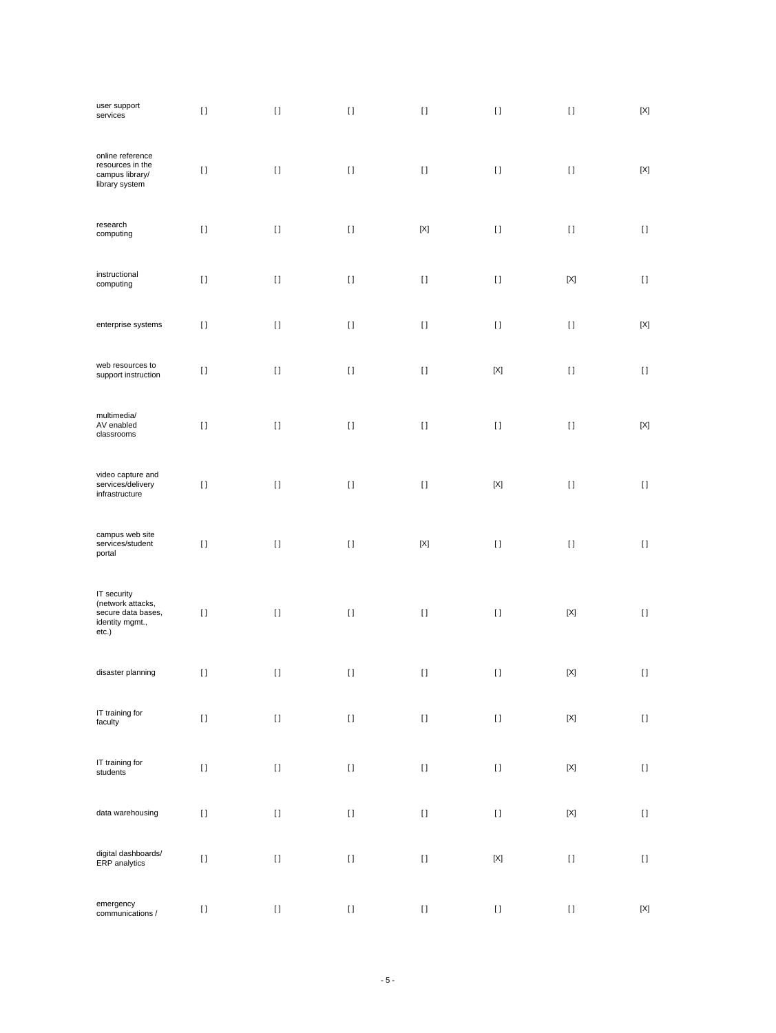| | | | | | | | |
|---|---|---|---|---|---|---|---|
| user support services | [ ] | [ ] | [ ] | [ ] | [ ] | [ ] | [X] |
| online reference resources in the campus library/ library system | [ ] | [ ] | [ ] | [ ] | [ ] | [ ] | [X] |
| research computing | [ ] | [ ] | [ ] | [X] | [ ] | [ ] | [ ] |
| instructional computing | [ ] | [ ] | [ ] | [ ] | [ ] | [X] | [ ] |
| enterprise systems | [ ] | [ ] | [ ] | [ ] | [ ] | [ ] | [X] |
| web resources to support instruction | [ ] | [ ] | [ ] | [ ] | [X] | [ ] | [ ] |
| multimedia/ AV enabled classrooms | [ ] | [ ] | [ ] | [ ] | [ ] | [ ] | [X] |
| video capture and services/delivery infrastructure | [ ] | [ ] | [ ] | [ ] | [X] | [ ] | [ ] |
| campus web site services/student portal | [ ] | [ ] | [ ] | [X] | [ ] | [ ] | [ ] |
| IT security (network attacks, secure data bases, identity mgmt., etc.) | [ ] | [ ] | [ ] | [ ] | [ ] | [X] | [ ] |
| disaster planning | [ ] | [ ] | [ ] | [ ] | [ ] | [X] | [ ] |
| IT training for faculty | [ ] | [ ] | [ ] | [ ] | [ ] | [X] | [ ] |
| IT training for students | [ ] | [ ] | [ ] | [ ] | [ ] | [X] | [ ] |
| data warehousing | [ ] | [ ] | [ ] | [ ] | [ ] | [X] | [ ] |
| digital dashboards/ ERP analytics | [ ] | [ ] | [ ] | [ ] | [X] | [ ] | [ ] |
| emergency communications / | [ ] | [ ] | [ ] | [ ] | [ ] | [ ] | [X] |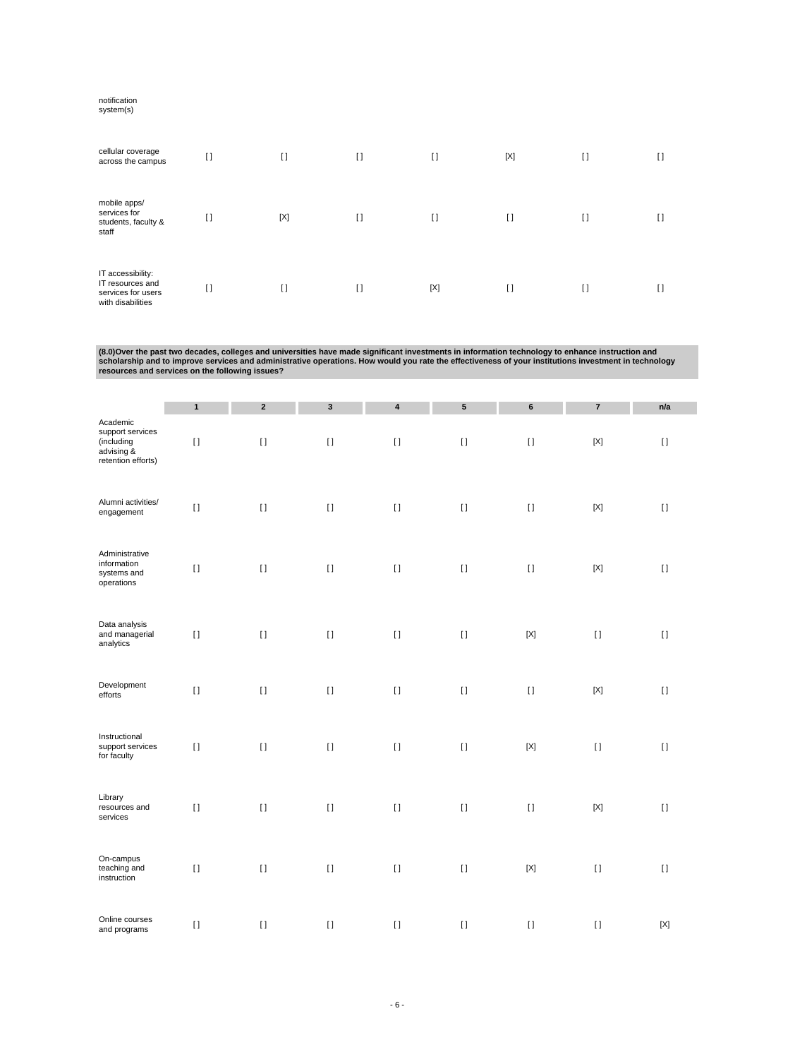| | | | | | | | |
|---|---|---|---|---|---|---|---|
| notification system(s) | | | | | | | |
| cellular coverage across the campus | [ ] | [ ] | [ ] | [ ] | [X] | [ ] | [ ] |
| mobile apps/ services for students, faculty & staff | [ ] | [X] | [ ] | [ ] | [ ] | [ ] | [ ] |
| IT accessibility: IT resources and services for users with disabilities | [ ] | [ ] | [ ] | [X] | [ ] | [ ] | [ ] |

**(8.0)Over the past two decades, colleges and universities have made significant investments in information technology to enhance instruction and scholarship and to improve services and administrative operations. How would you rate the effectiveness of your institutions investment in technology resources and services on the following issues?**

| | 1 | 2 | 3 | 4 | 5 | 6 | 7 | n/a |
|---|---|---|---|---|---|---|---|---|
| Academic support services (including advising & retention efforts) | [ ] | [ ] | [ ] | [ ] | [ ] | [ ] | [X] | [ ] |
| Alumni activities/ engagement | [ ] | [ ] | [ ] | [ ] | [ ] | [ ] | [X] | [ ] |
| Administrative information systems and operations | [ ] | [ ] | [ ] | [ ] | [ ] | [ ] | [X] | [ ] |
| Data analysis and managerial analytics | [ ] | [ ] | [ ] | [ ] | [ ] | [X] | [ ] | [ ] |
| Development efforts | [ ] | [ ] | [ ] | [ ] | [ ] | [ ] | [X] | [ ] |
| Instructional support services for faculty | [ ] | [ ] | [ ] | [ ] | [ ] | [X] | [ ] | [ ] |
| Library resources and services | [ ] | [ ] | [ ] | [ ] | [ ] | [ ] | [X] | [ ] |
| On-campus teaching and instruction | [ ] | [ ] | [ ] | [ ] | [ ] | [X] | [ ] | [ ] |
| Online courses and programs | [ ] | [ ] | [ ] | [ ] | [ ] | [ ] | [ ] | [X] |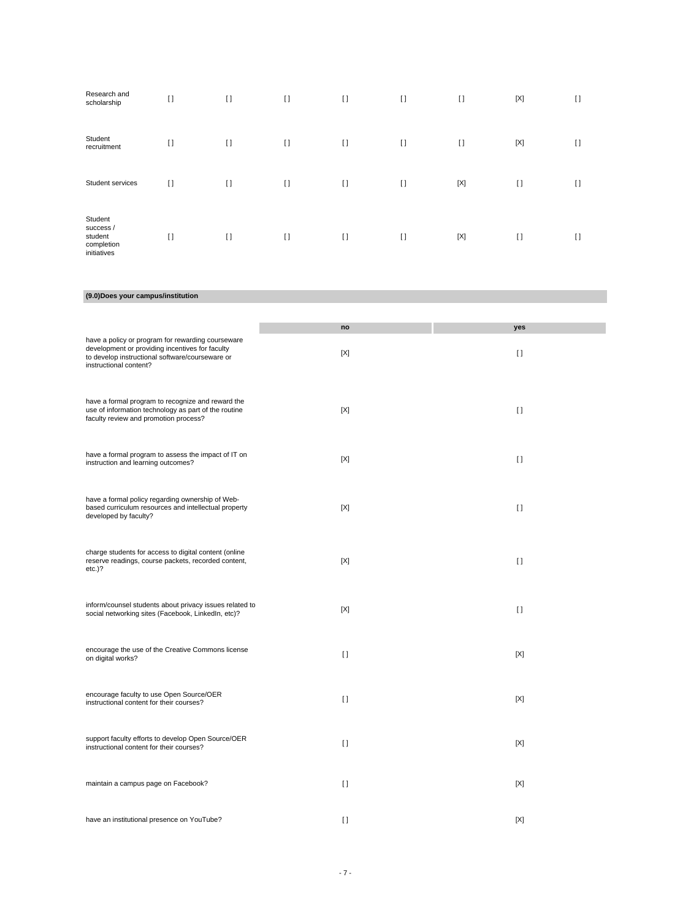| | | | | | | | | |
|---|---|---|---|---|---|---|---|---|
| Research and scholarship | [ ] | [ ] | [ ] | [ ] | [ ] | [ ] | [X] | [ ] |
| Student recruitment | [ ] | [ ] | [ ] | [ ] | [ ] | [ ] | [X] | [ ] |
| Student services | [ ] | [ ] | [ ] | [ ] | [ ] | [X] | [ ] | [ ] |
| Student success / student completion initiatives | [ ] | [ ] | [ ] | [ ] | [ ] | [X] | [ ] | [ ] |

**(9.0)Does your campus/institution**

| | no | yes |
|---|---|---|
| have a policy or program for rewarding courseware development or providing incentives for faculty to develop instructional software/courseware or instructional content? | [X] | [ ] |
| have a formal program to recognize and reward the use of information technology as part of the routine faculty review and promotion process? | [X] | [ ] |
| have a formal program to assess the impact of IT on instruction and learning outcomes? | [X] | [ ] |
| have a formal policy regarding ownership of Web-based curriculum resources and intellectual property developed by faculty? | [X] | [ ] |
| charge students for access to digital content (online reserve readings, course packets, recorded content, etc.)? | [X] | [ ] |
| inform/counsel students about privacy issues related to social networking sites (Facebook, LinkedIn, etc)? | [X] | [ ] |
| encourage the use of the Creative Commons license on digital works? | [ ] | [X] |
| encourage faculty to use Open Source/OER instructional content for their courses? | [ ] | [X] |
| support faculty efforts to develop Open Source/OER instructional content for their courses? | [ ] | [X] |
| maintain a campus page on Facebook? | [ ] | [X] |
| have an institutional presence on YouTube? | [ ] | [X] |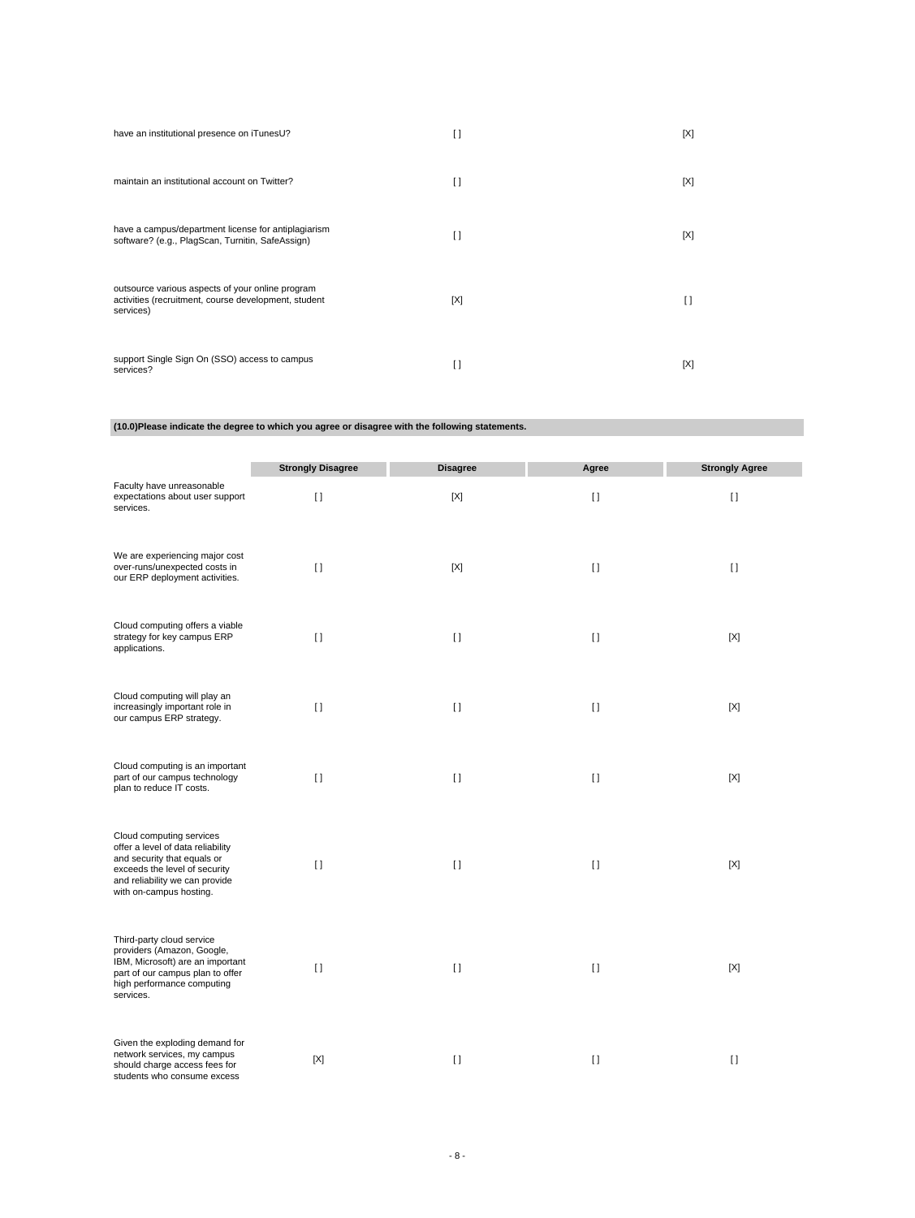| | | |
|---|---|---|
| have an institutional presence on iTunesU? | [ ] | [X] |
| maintain an institutional account on Twitter? | [ ] | [X] |
| have a campus/department license for antiplagiarism software? (e.g., PlagScan, Turnitin, SafeAssign) | [ ] | [X] |
| outsource various aspects of your online program activities (recruitment, course development, student services) | [X] | [ ] |
| support Single Sign On (SSO) access to campus services? | [ ] | [X] |

**(10.0)Please indicate the degree to which you agree or disagree with the following statements.**

| | Strongly Disagree | Disagree | Agree | Strongly Agree |
|---|---|---|---|---|
| Faculty have unreasonable expectations about user support services. | [ ] | [X] | [ ] | [ ] |
| We are experiencing major cost over-runs/unexpected costs in our ERP deployment activities. | [ ] | [X] | [ ] | [ ] |
| Cloud computing offers a viable strategy for key campus ERP applications. | [ ] | [ ] | [ ] | [X] |
| Cloud computing will play an increasingly important role in our campus ERP strategy. | [ ] | [ ] | [ ] | [X] |
| Cloud computing is an important part of our campus technology plan to reduce IT costs. | [ ] | [ ] | [ ] | [X] |
| Cloud computing services offer a level of data reliability and security that equals or exceeds the level of security and reliability we can provide with on-campus hosting. | [ ] | [ ] | [ ] | [X] |
| Third-party cloud service providers (Amazon, Google, IBM, Microsoft) are an important part of our campus plan to offer high performance computing services. | [ ] | [ ] | [ ] | [X] |
| Given the exploding demand for network services, my campus should charge access fees for students who consume excess | [X] | [ ] | [ ] | [ ] |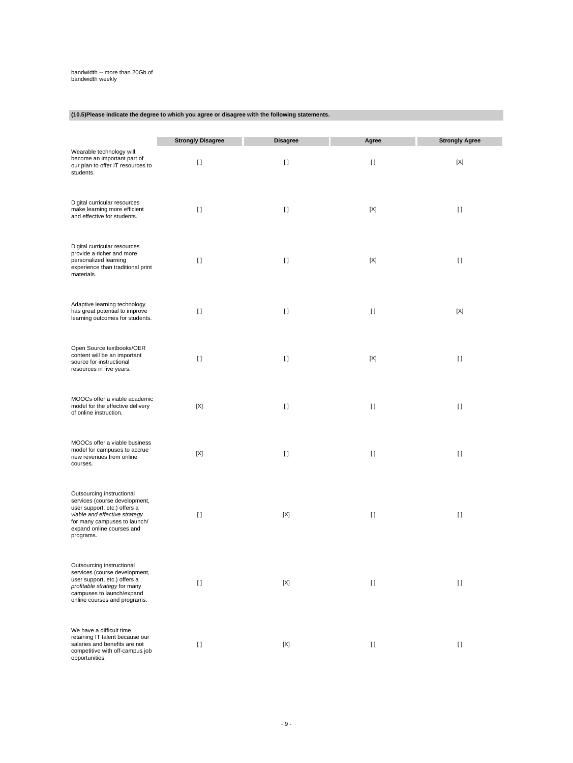bandwidth -- more than 20Gb of bandwidth weekly

**(10.5)Please indicate the degree to which you agree or disagree with the following statements.**

| | Strongly Disagree | Disagree | Agree | Strongly Agree |
|---|---|---|---|---|
| Wearable technology will become an important part of our plan to offer IT resources to students. | [ ] | [ ] | [ ] | [X] |
| Digital curricular resources make learning more efficient and effective for students. | [ ] | [ ] | [X] | [ ] |
| Digital curricular resources provide a richer and more personalized learning experience than traditional print materials. | [ ] | [ ] | [X] | [ ] |
| Adaptive learning technology has great potential to improve learning outcomes for students. | [ ] | [ ] | [ ] | [X] |
| Open Source textbooks/OER content will be an important source for instructional resources in five years. | [ ] | [ ] | [X] | [ ] |
| MOOCs offer a viable academic model for the effective delivery of online instruction. | [X] | [ ] | [ ] | [ ] |
| MOOCs offer a viable business model for campuses to accrue new revenues from online courses. | [X] | [ ] | [ ] | [ ] |
| Outsourcing instructional services (course development, user support, etc.) offers a *viable and effective strategy* for many campuses to launch/ expand online courses and programs. | [ ] | [X] | [ ] | [ ] |
| Outsourcing instructional services (course development, user support, etc.) offers a *profitable strategy* for many campuses to launch/expand online courses and programs. | [ ] | [X] | [ ] | [ ] |
| We have a difficult time retaining IT talent because our salaries and benefits are not competitive with off-campus job opportunities. | [ ] | [X] | [ ] | [ ] |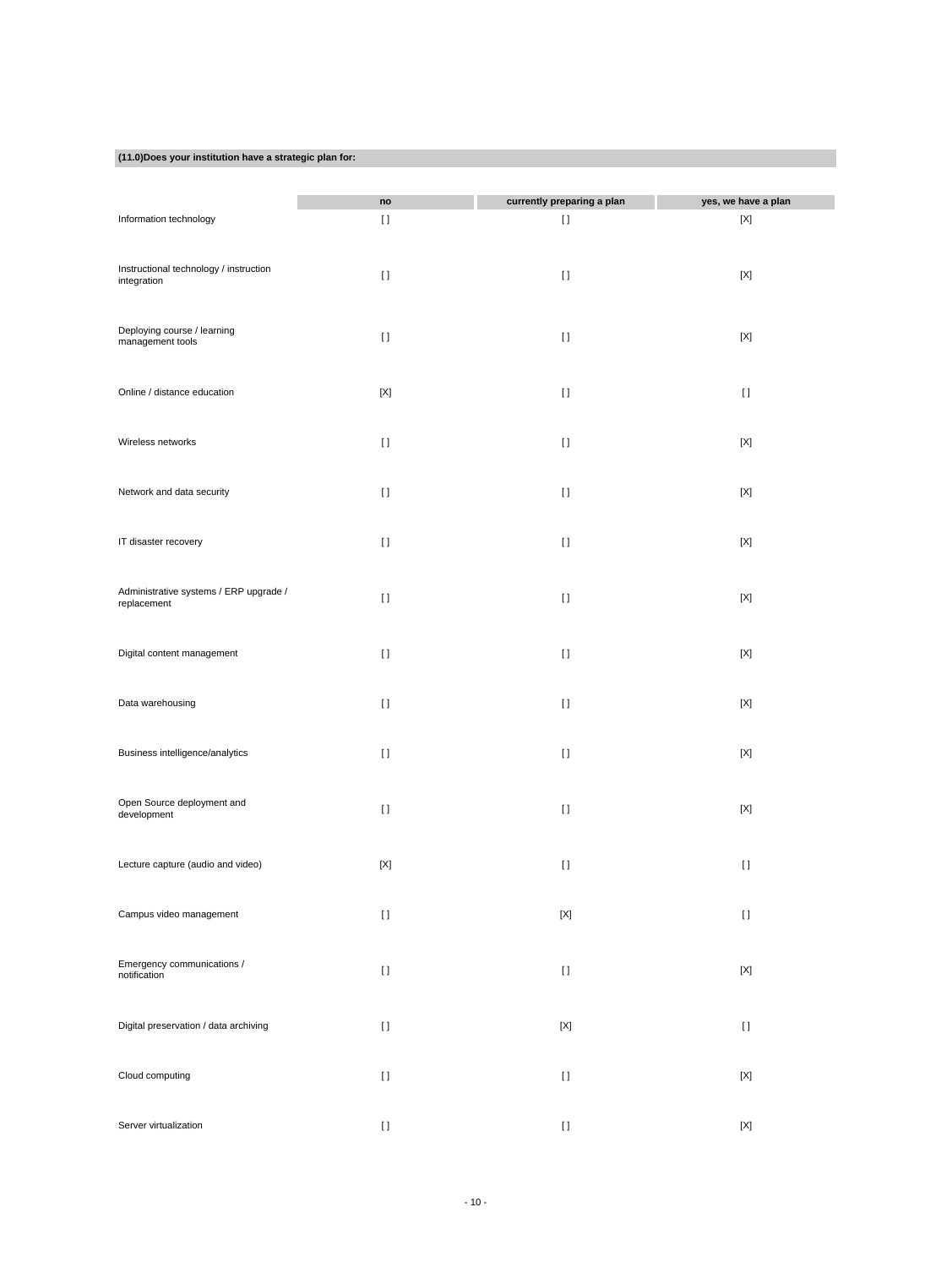**(11.0)Does your institution have a strategic plan for:**

| | no | currently preparing a plan | yes, we have a plan |
|---|---|---|---|
| Information technology | [ ] | [ ] | [X] |
| Instructional technology / instruction integration | [ ] | [ ] | [X] |
| Deploying course / learning management tools | [ ] | [ ] | [X] |
| Online / distance education | [X] | [ ] | [ ] |
| Wireless networks | [ ] | [ ] | [X] |
| Network and data security | [ ] | [ ] | [X] |
| IT disaster recovery | [ ] | [ ] | [X] |
| Administrative systems / ERP upgrade / replacement | [ ] | [ ] | [X] |
| Digital content management | [ ] | [ ] | [X] |
| Data warehousing | [ ] | [ ] | [X] |
| Business intelligence/analytics | [ ] | [ ] | [X] |
| Open Source deployment and development | [ ] | [ ] | [X] |
| Lecture capture (audio and video) | [X] | [ ] | [ ] |
| Campus video management | [ ] | [X] | [ ] |
| Emergency communications / notification | [ ] | [ ] | [X] |
| Digital preservation / data archiving | [ ] | [X] | [ ] |
| Cloud computing | [ ] | [ ] | [X] |
| Server virtualization | [ ] | [ ] | [X] |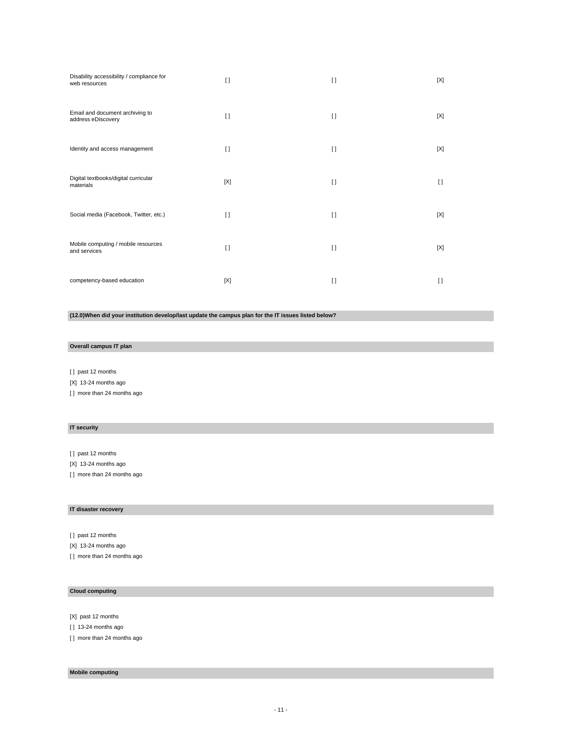| | | | |
|---|---|---|---|
| Disability accessibility / compliance for web resources | [ ] | [ ] | [X] |
| Email and document archiving to address eDiscovery | [ ] | [ ] | [X] |
| Identity and access management | [ ] | [ ] | [X] |
| Digital textbooks/digital curricular materials | [X] | [ ] | [ ] |
| Social media (Facebook, Twitter, etc.) | [ ] | [ ] | [X] |
| Mobile computing / mobile resources and services | [ ] | [ ] | [X] |
| competency-based education | [X] | [ ] | [ ] |

**(12.0)When did your institution develop/last update the campus plan for the IT issues listed below?**

**Overall campus IT plan**

[ ] past 12 months
[X] 13-24 months ago
[ ] more than 24 months ago

**IT security**

[ ] past 12 months
[X] 13-24 months ago
[ ] more than 24 months ago

**IT disaster recovery**

[ ] past 12 months
[X] 13-24 months ago
[ ] more than 24 months ago

**Cloud computing**

[X] past 12 months
[ ] 13-24 months ago
[ ] more than 24 months ago

**Mobile computing**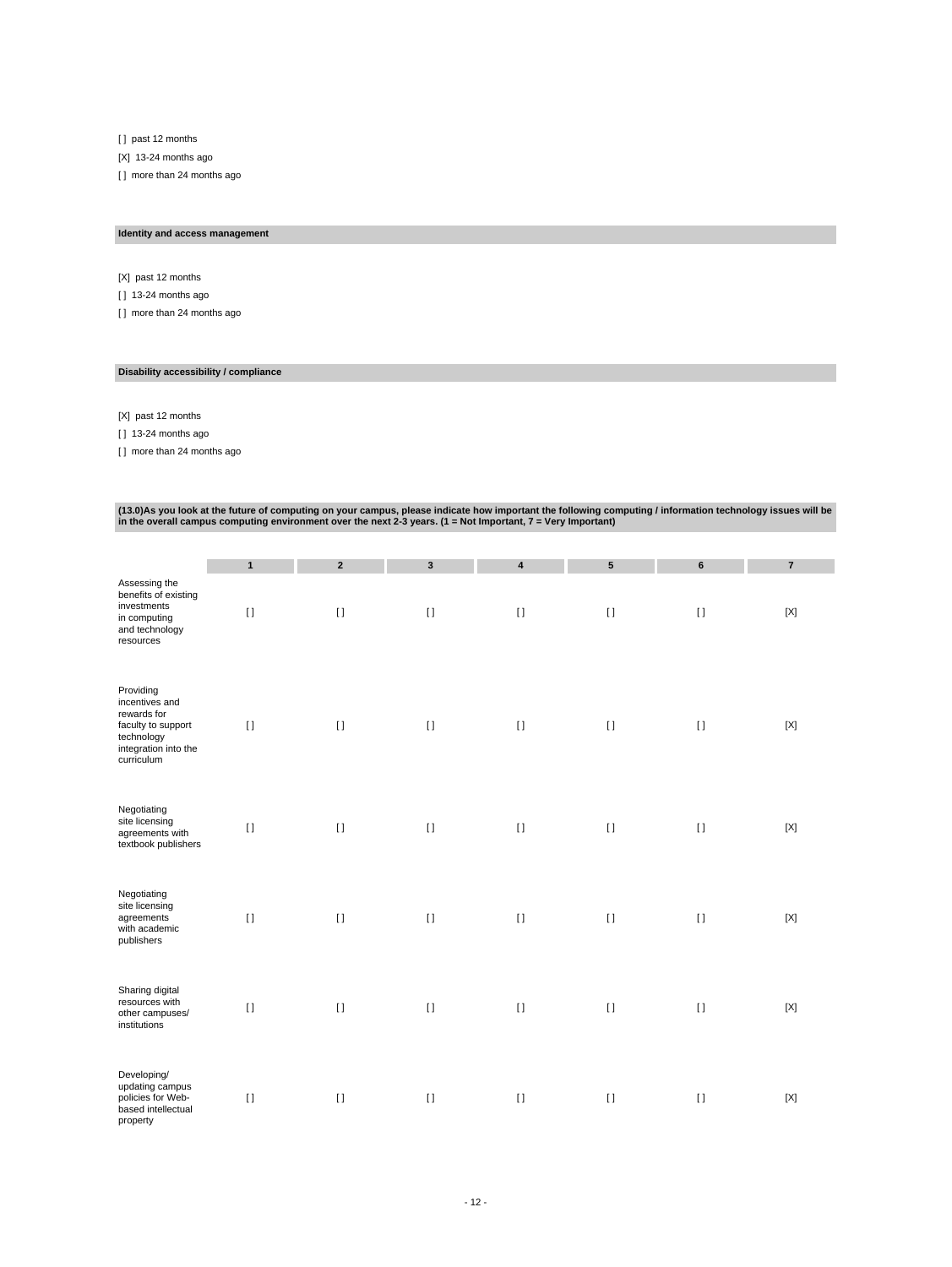[ ] past 12 months

[X] 13-24 months ago

[ ] more than 24 months ago

**Identity and access management**

[X] past 12 months

[ ] 13-24 months ago

[ ] more than 24 months ago

**Disability accessibility / compliance**

[X] past 12 months

[ ] 13-24 months ago

[ ] more than 24 months ago

**(13.0)As you look at the future of computing on your campus, please indicate how important the following computing / information technology issues will be in the overall campus computing environment over the next 2-3 years. (1 = Not Important, 7 = Very Important)**

| | 1 | 2 | 3 | 4 | 5 | 6 | 7 |
|---|---|---|---|---|---|---|---|
| Assessing the benefits of existing investments in computing and technology resources | [] | [] | [] | [] | [] | [] | [X] |
| Providing incentives and rewards for faculty to support technology integration into the curriculum | [] | [] | [] | [] | [] | [] | [X] |
| Negotiating site licensing agreements with textbook publishers | [] | [] | [] | [] | [] | [] | [X] |
| Negotiating site licensing agreements with academic publishers | [] | [] | [] | [] | [] | [] | [X] |
| Sharing digital resources with other campuses/ institutions | [] | [] | [] | [] | [] | [] | [X] |
| Developing/ updating campus policies for Web-based intellectual property | [] | [] | [] | [] | [] | [] | [X] |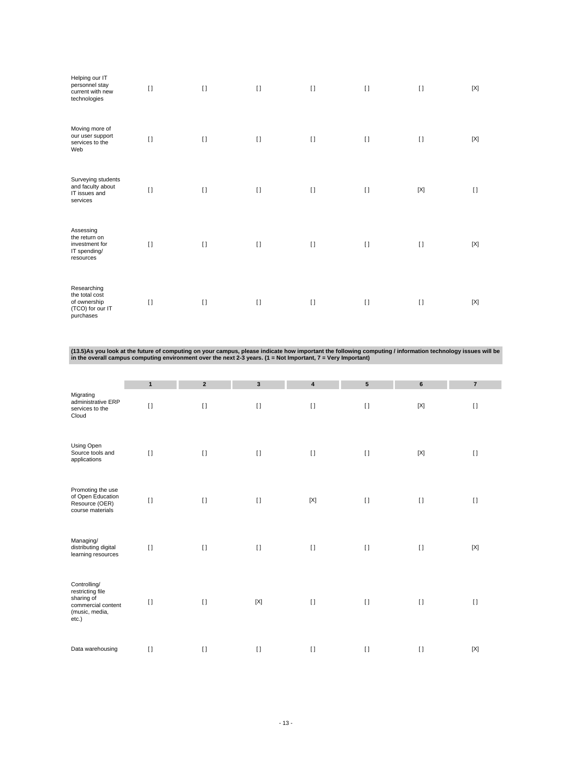| | 1 | 2 | 3 | 4 | 5 | 6 | 7 |
|---|---|---|---|---|---|---|---|
| Helping our IT personnel stay current with new technologies | [] | [] | [] | [] | [] | [] | [X] |
| Moving more of our user support services to the Web | [] | [] | [] | [] | [] | [] | [X] |
| Surveying students and faculty about IT issues and services | [] | [] | [] | [] | [] | [X] | [] |
| Assessing the return on investment for IT spending/ resources | [] | [] | [] | [] | [] | [] | [X] |
| Researching the total cost of ownership (TCO) for our IT purchases | [] | [] | [] | [] | [] | [] | [X] |

**(13.5)As you look at the future of computing on your campus, please indicate how important the following computing / information technology issues will be in the overall campus computing environment over the next 2-3 years. (1 = Not Important, 7 = Very Important)**

| | 1 | 2 | 3 | 4 | 5 | 6 | 7 |
|---|---|---|---|---|---|---|---|
| Migrating administrative ERP services to the Cloud | [] | [] | [] | [] | [] | [X] | [] |
| Using Open Source tools and applications | [] | [] | [] | [] | [] | [X] | [] |
| Promoting the use of Open Education Resource (OER) course materials | [] | [] | [] | [X] | [] | [] | [] |
| Managing/ distributing digital learning resources | [] | [] | [] | [] | [] | [] | [X] |
| Controlling/ restricting file sharing of commercial content (music, media, etc.) | [] | [] | [X] | [] | [] | [] | [] |
| Data warehousing | [] | [] | [] | [] | [] | [] | [X] |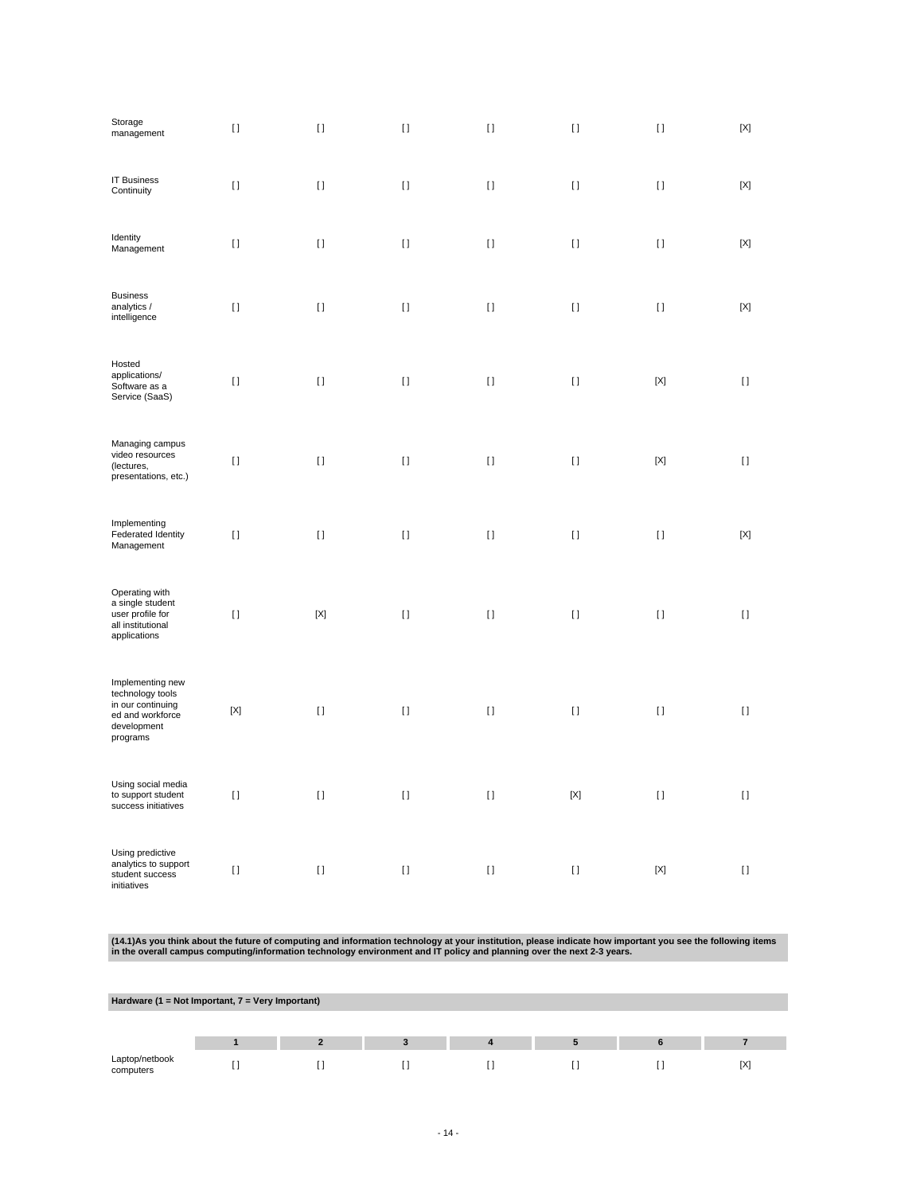| | 1 | 2 | 3 | 4 | 5 | 6 | 7 |
|---|---|---|---|---|---|---|---|
| Storage management | [ ] | [ ] | [ ] | [ ] | [ ] | [ ] | [X] |
| IT Business Continuity | [ ] | [ ] | [ ] | [ ] | [ ] | [ ] | [X] |
| Identity Management | [ ] | [ ] | [ ] | [ ] | [ ] | [ ] | [X] |
| Business analytics / intelligence | [ ] | [ ] | [ ] | [ ] | [ ] | [ ] | [X] |
| Hosted applications/ Software as a Service (SaaS) | [ ] | [ ] | [ ] | [ ] | [ ] | [X] | [ ] |
| Managing campus video resources (lectures, presentations, etc.) | [ ] | [ ] | [ ] | [ ] | [ ] | [X] | [ ] |
| Implementing Federated Identity Management | [ ] | [ ] | [ ] | [ ] | [ ] | [ ] | [X] |
| Operating with a single student user profile for all institutional applications | [ ] | [X] | [ ] | [ ] | [ ] | [ ] | [ ] |
| Implementing new technology tools in our continuing ed and workforce development programs | [X] | [ ] | [ ] | [ ] | [ ] | [ ] | [ ] |
| Using social media to support student success initiatives | [ ] | [ ] | [ ] | [ ] | [X] | [ ] | [ ] |
| Using predictive analytics to support student success initiatives | [ ] | [ ] | [ ] | [ ] | [ ] | [X] | [ ] |

**(14.1)As you think about the future of computing and information technology at your institution, please indicate how important you see the following items in the overall campus computing/information technology environment and IT policy and planning over the next 2-3 years.**

**Hardware (1 = Not Important, 7 = Very Important)**

| | 1 | 2 | 3 | 4 | 5 | 6 | 7 |
|---|---|---|---|---|---|---|---|
| Laptop/netbook computers | [ ] | [ ] | [ ] | [ ] | [ ] | [ ] | [X] |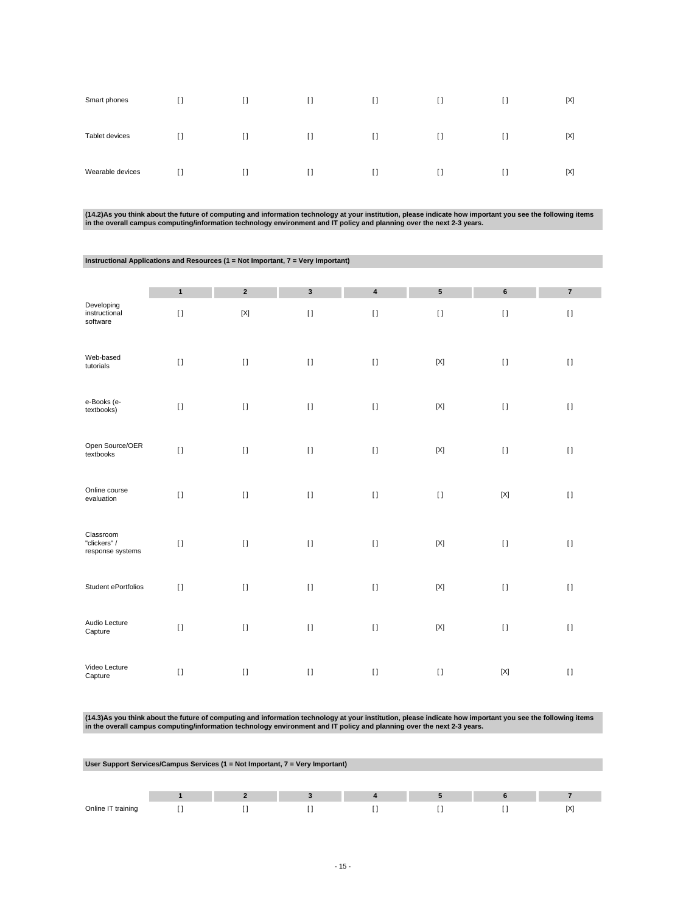| | | | | | | | |
|---|---|---|---|---|---|---|---|
| Smart phones | [] | [] | [] | [] | [] | [] | [X] |
| Tablet devices | [] | [] | [] | [] | [] | [] | [X] |
| Wearable devices | [] | [] | [] | [] | [] | [] | [X] |

**(14.2)As you think about the future of computing and information technology at your institution, please indicate how important you see the following items in the overall campus computing/information technology environment and IT policy and planning over the next 2-3 years.**

**Instructional Applications and Resources (1 = Not Important, 7 = Very Important)**

| | 1 | 2 | 3 | 4 | 5 | 6 | 7 |
|---|---|---|---|---|---|---|---|
| Developing instructional software | [] | [X] | [] | [] | [] | [] | [] |
| Web-based tutorials | [] | [] | [] | [] | [X] | [] | [] |
| e-Books (e-textbooks) | [] | [] | [] | [] | [X] | [] | [] |
| Open Source/OER textbooks | [] | [] | [] | [] | [X] | [] | [] |
| Online course evaluation | [] | [] | [] | [] | [] | [X] | [] |
| Classroom "clickers" / response systems | [] | [] | [] | [] | [X] | [] | [] |
| Student ePortfolios | [] | [] | [] | [] | [X] | [] | [] |
| Audio Lecture Capture | [] | [] | [] | [] | [X] | [] | [] |
| Video Lecture Capture | [] | [] | [] | [] | [] | [X] | [] |

**(14.3)As you think about the future of computing and information technology at your institution, please indicate how important you see the following items in the overall campus computing/information technology environment and IT policy and planning over the next 2-3 years.**

**User Support Services/Campus Services (1 = Not Important, 7 = Very Important)**

| | 1 | 2 | 3 | 4 | 5 | 6 | 7 |
|---|---|---|---|---|---|---|---|
| Online IT training | [] | [] | [] | [] | [] | [] | [X] |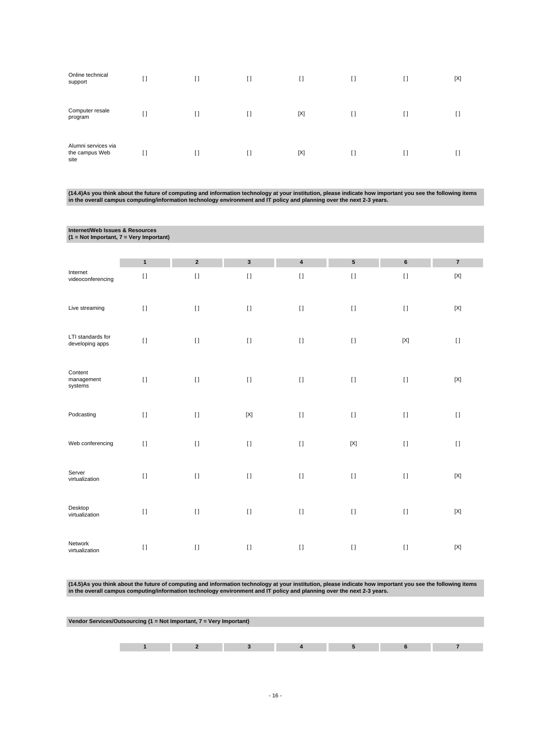| | 1 | 2 | 3 | 4 | 5 | 6 | 7 |
|---|---|---|---|---|---|---|---|
| Online technical support | [] | [] | [] | [] | [] | [] | [X] |
| Computer resale program | [] | [] | [] | [X] | [] | [] | [] |
| Alumni services via the campus Web site | [] | [] | [] | [X] | [] | [] | [] |

**(14.4)As you think about the future of computing and information technology at your institution, please indicate how important you see the following items in the overall campus computing/information technology environment and IT policy and planning over the next 2-3 years.**

**Internet/Web Issues & Resources**
**(1 = Not Important, 7 = Very Important)**

| | 1 | 2 | 3 | 4 | 5 | 6 | 7 |
|---|---|---|---|---|---|---|---|
| Internet videoconferencing | [] | [] | [] | [] | [] | [] | [X] |
| Live streaming | [] | [] | [] | [] | [] | [] | [X] |
| LTI standards for developing apps | [] | [] | [] | [] | [] | [X] | [] |
| Content management systems | [] | [] | [] | [] | [] | [] | [X] |
| Podcasting | [] | [] | [X] | [] | [] | [] | [] |
| Web conferencing | [] | [] | [] | [] | [X] | [] | [] |
| Server virtualization | [] | [] | [] | [] | [] | [] | [X] |
| Desktop virtualization | [] | [] | [] | [] | [] | [] | [X] |
| Network virtualization | [] | [] | [] | [] | [] | [] | [X] |

**(14.5)As you think about the future of computing and information technology at your institution, please indicate how important you see the following items in the overall campus computing/information technology environment and IT policy and planning over the next 2-3 years.**

**Vendor Services/Outsourcing (1 = Not Important, 7 = Very Important)**

| | 1 | 2 | 3 | 4 | 5 | 6 | 7 |
|---|---|---|---|---|---|---|---|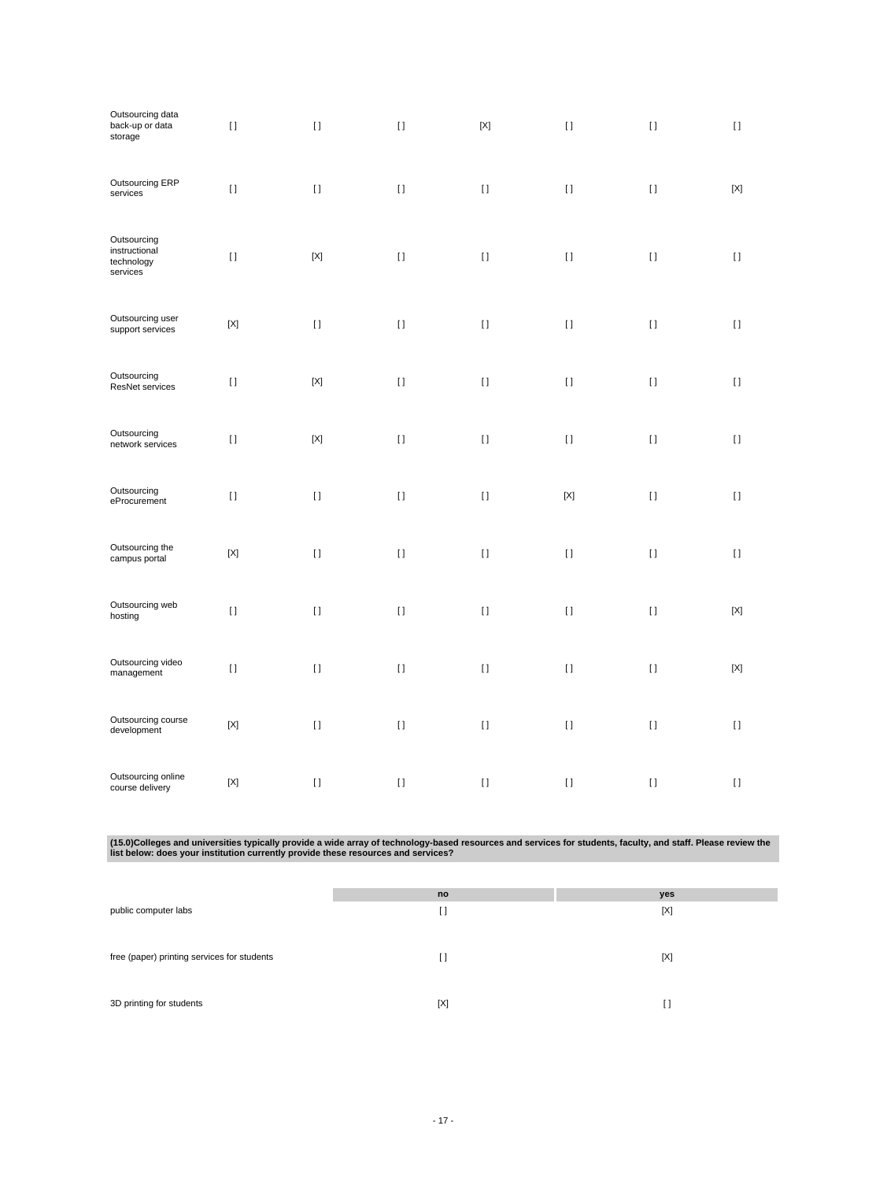| | | | | | | | |
|---|---|---|---|---|---|---|---|
| Outsourcing data back-up or data storage | [ ] | [ ] | [ ] | [X] | [ ] | [ ] | [ ] |
| Outsourcing ERP services | [ ] | [ ] | [ ] | [ ] | [ ] | [ ] | [X] |
| Outsourcing instructional technology services | [ ] | [X] | [ ] | [ ] | [ ] | [ ] | [ ] |
| Outsourcing user support services | [X] | [ ] | [ ] | [ ] | [ ] | [ ] | [ ] |
| Outsourcing ResNet services | [ ] | [X] | [ ] | [ ] | [ ] | [ ] | [ ] |
| Outsourcing network services | [ ] | [X] | [ ] | [ ] | [ ] | [ ] | [ ] |
| Outsourcing eProcurement | [ ] | [ ] | [ ] | [ ] | [X] | [ ] | [ ] |
| Outsourcing the campus portal | [X] | [ ] | [ ] | [ ] | [ ] | [ ] | [ ] |
| Outsourcing web hosting | [ ] | [ ] | [ ] | [ ] | [ ] | [ ] | [X] |
| Outsourcing video management | [ ] | [ ] | [ ] | [ ] | [ ] | [ ] | [X] |
| Outsourcing course development | [X] | [ ] | [ ] | [ ] | [ ] | [ ] | [ ] |
| Outsourcing online course delivery | [X] | [ ] | [ ] | [ ] | [ ] | [ ] | [ ] |

**(15.0)Colleges and universities typically provide a wide array of technology-based resources and services for students, faculty, and staff. Please review the list below: does your institution currently provide these resources and services?**

| | no | yes |
|---|---|---|
| public computer labs | [ ] | [X] |
| free (paper) printing services for students | [ ] | [X] |
| 3D printing for students | [X] | [ ] |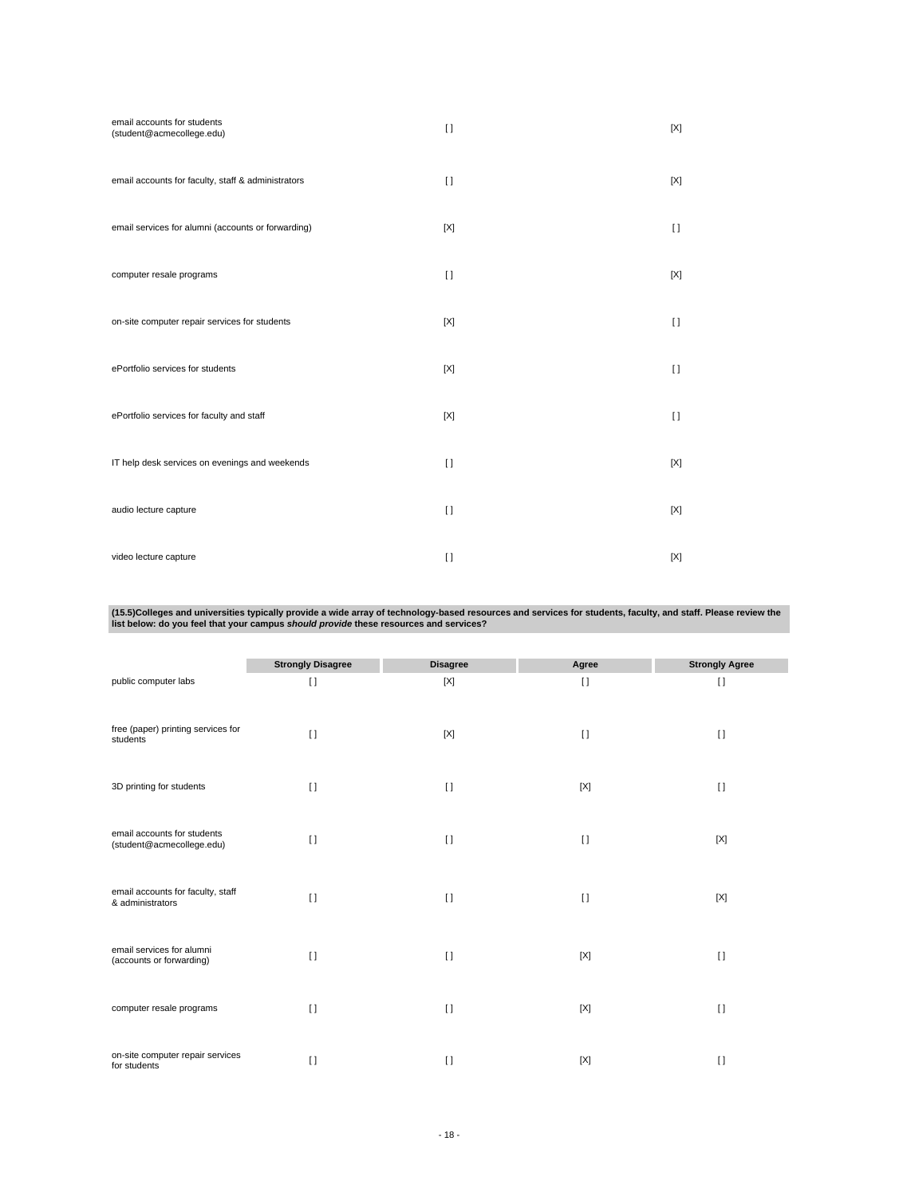| | | |
|---|---|---|
| email accounts for students (student@acmecollege.edu) | [ ] | [X] |
| email accounts for faculty, staff & administrators | [ ] | [X] |
| email services for alumni (accounts or forwarding) | [X] | [ ] |
| computer resale programs | [ ] | [X] |
| on-site computer repair services for students | [X] | [ ] |
| ePortfolio services for students | [X] | [ ] |
| ePortfolio services for faculty and staff | [X] | [ ] |
| IT help desk services on evenings and weekends | [ ] | [X] |
| audio lecture capture | [ ] | [X] |
| video lecture capture | [ ] | [X] |

**(15.5)Colleges and universities typically provide a wide array of technology-based resources and services for students, faculty, and staff. Please review the list below: do you feel that your campus *should provide* these resources and services?**

| | Strongly Disagree | Disagree | Agree | Strongly Agree |
|---|---|---|---|---|
| public computer labs | [ ] | [X] | [ ] | [ ] |
| free (paper) printing services for students | [ ] | [X] | [ ] | [ ] |
| 3D printing for students | [ ] | [ ] | [X] | [ ] |
| email accounts for students (student@acmecollege.edu) | [ ] | [ ] | [ ] | [X] |
| email accounts for faculty, staff & administrators | [ ] | [ ] | [ ] | [X] |
| email services for alumni (accounts or forwarding) | [ ] | [ ] | [X] | [ ] |
| computer resale programs | [ ] | [ ] | [X] | [ ] |
| on-site computer repair services for students | [ ] | [ ] | [X] | [ ] |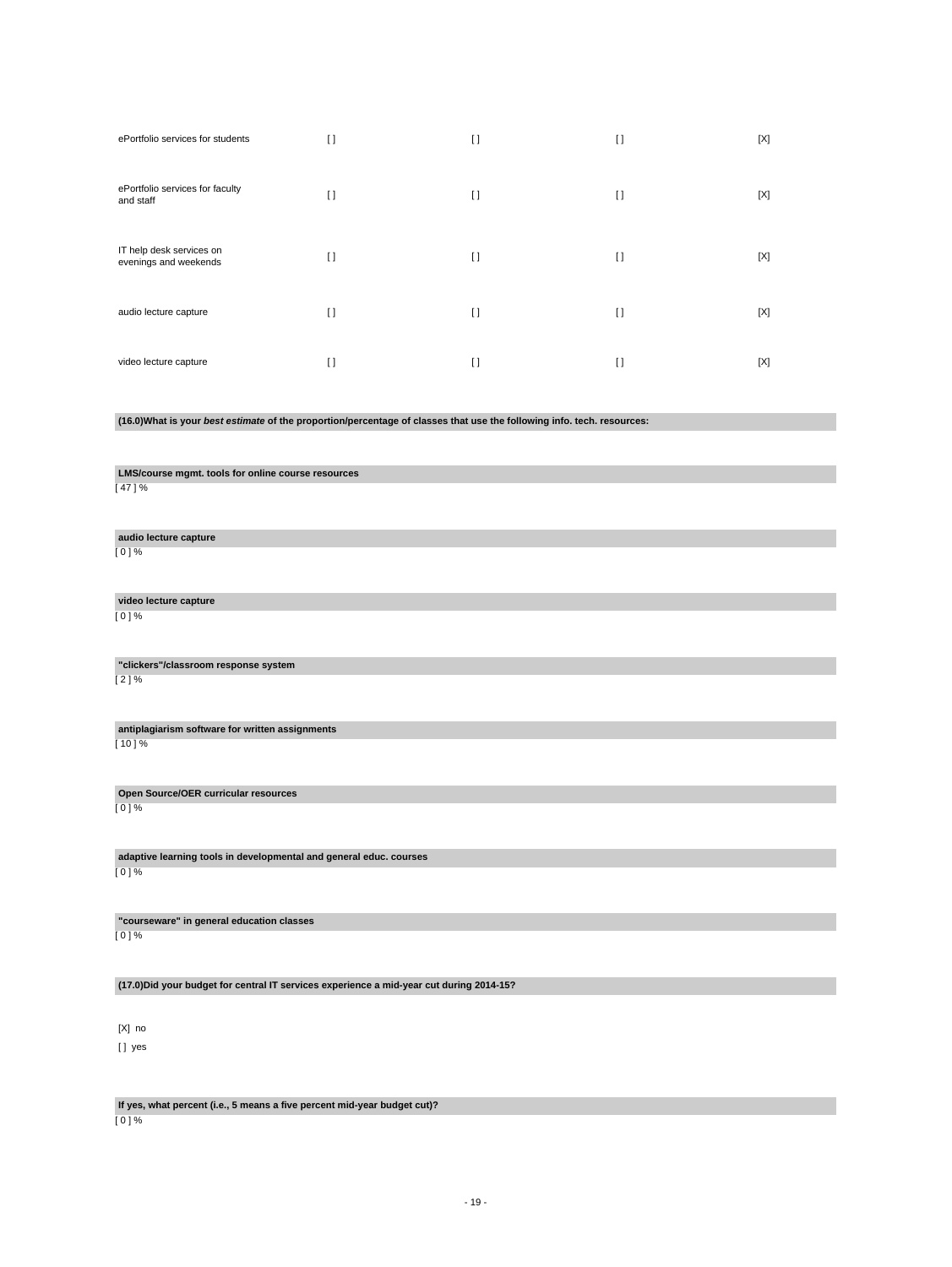| | | | | |
|---|---|---|---|---|
| ePortfolio services for students | [ ] | [ ] | [ ] | [X] |
| ePortfolio services for faculty and staff | [ ] | [ ] | [ ] | [X] |
| IT help desk services on evenings and weekends | [ ] | [ ] | [ ] | [X] |
| audio lecture capture | [ ] | [ ] | [ ] | [X] |
| video lecture capture | [ ] | [ ] | [ ] | [X] |

**(16.0)What is your *best estimate* of the proportion/percentage of classes that use the following info. tech. resources:**

**LMS/course mgmt. tools for online course resources**
[ 47 ] %

**audio lecture capture**
[ 0 ] %

**video lecture capture**
[ 0 ] %

**"clickers"/classroom response system**
[ 2 ] %

**antiplagiarism software for written assignments**
[ 10 ] %

**Open Source/OER curricular resources**
[ 0 ] %

**adaptive learning tools in developmental and general educ. courses**
[ 0 ] %

**"courseware" in general education classes**
[ 0 ] %

**(17.0)Did your budget for central IT services experience a mid-year cut during 2014-15?**

[X] no

[ ] yes

**If yes, what percent (i.e., 5 means a five percent mid-year budget cut)?**
[ 0 ] %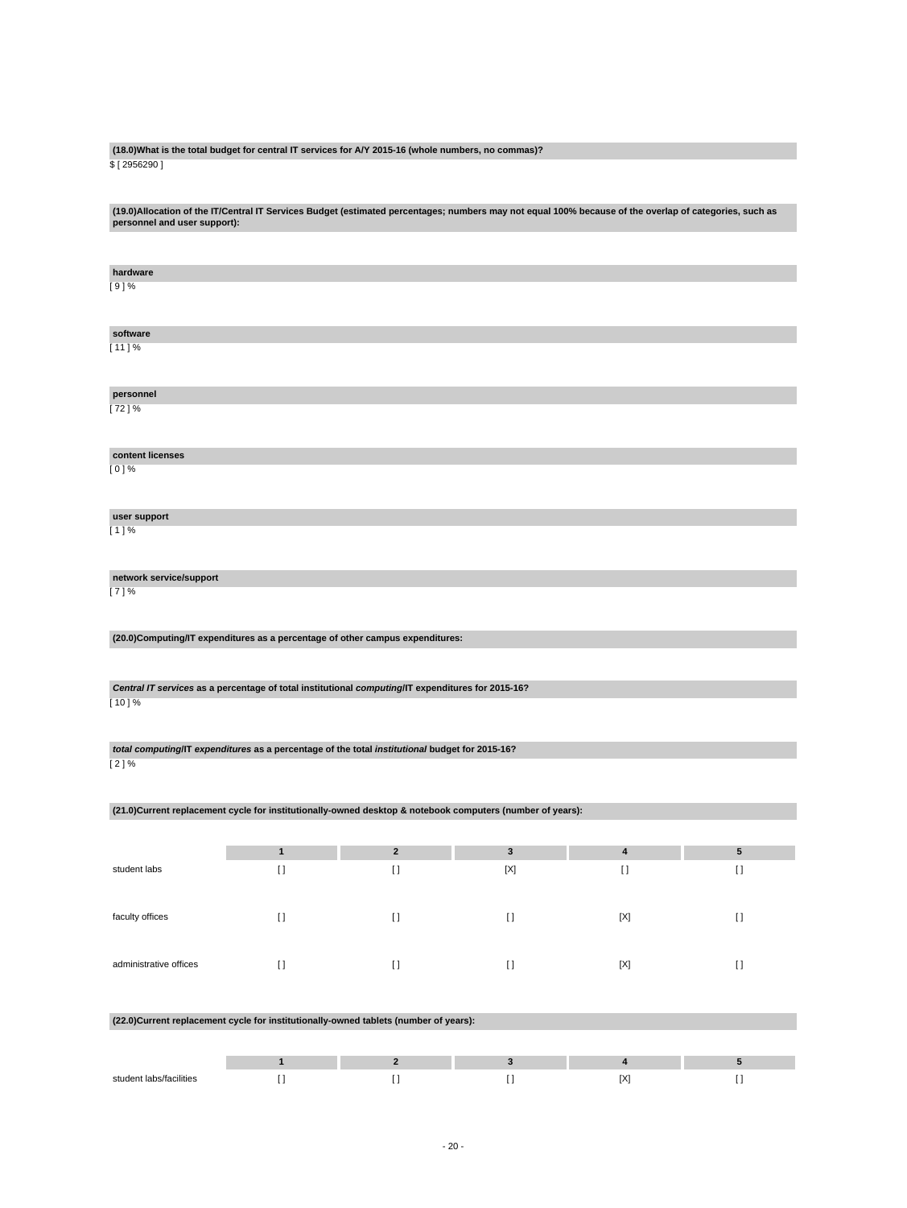**(18.0)What is the total budget for central IT services for A/Y 2015-16 (whole numbers, no commas)?**

$ [ 2956290 ]

**(19.0)Allocation of the IT/Central IT Services Budget (estimated percentages; numbers may not equal 100% because of the overlap of categories, such as personnel and user support):**

**hardware**

[ 9 ] %

**software**

[ 11 ] %

**personnel**

[ 72 ] %

**content licenses**

[ 0 ] %

**user support**

[ 1 ] %

**network service/support**

[ 7 ] %

**(20.0)Computing/IT expenditures as a percentage of other campus expenditures:**

***Central IT services* as a percentage of total institutional *computing*/IT expenditures for 2015-16?**

[ 10 ] %

***total computing*/IT *expenditures* as a percentage of the total *institutional* budget for 2015-16?**

[ 2 ] %

**(21.0)Current replacement cycle for institutionally-owned desktop & notebook computers (number of years):**

| | 1 | 2 | 3 | 4 | 5 |
|---|---|---|---|---|---|
| student labs | [ ] | [ ] | [X] | [ ] | [ ] |
| faculty offices | [ ] | [ ] | [ ] | [X] | [ ] |
| administrative offices | [ ] | [ ] | [ ] | [X] | [ ] |

**(22.0)Current replacement cycle for institutionally-owned tablets (number of years):**

| | 1 | 2 | 3 | 4 | 5 |
|---|---|---|---|---|---|
| student labs/facilities | [ ] | [ ] | [ ] | [X] | [ ] |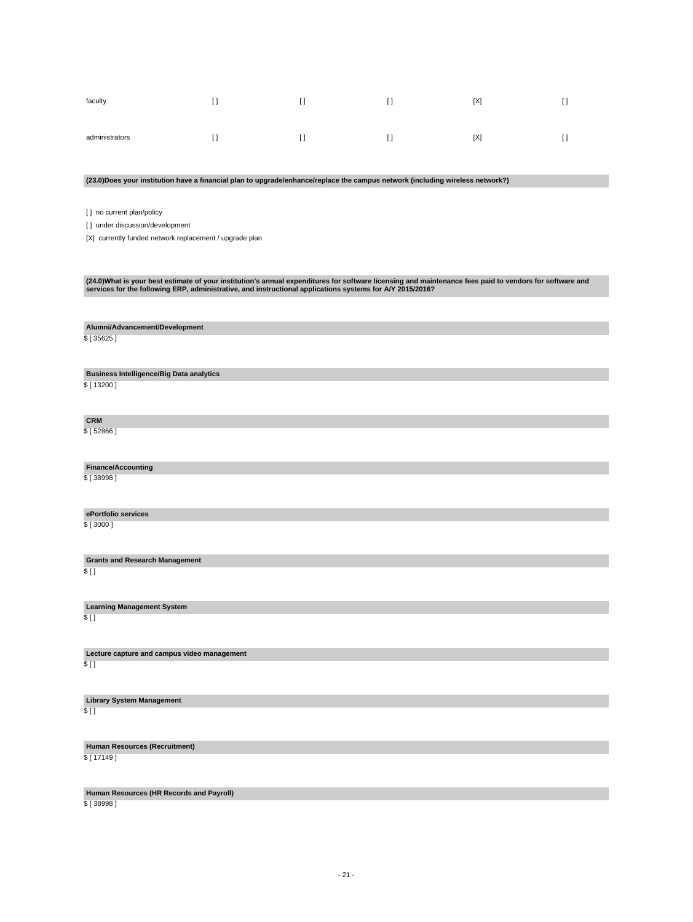| | | | | | |
|---|---|---|---|---|---|
| faculty | [ ] | [ ] | [ ] | [X] | [ ] |
| administrators | [ ] | [ ] | [ ] | [X] | [ ] |

**(23.0)Does your institution have a financial plan to upgrade/enhance/replace the campus network (including wireless network?)**

[ ] no current plan/policy

[ ] under discussion/development

[X] currently funded network replacement / upgrade plan

**(24.0)What is your best estimate of your institution's annual expenditures for software licensing and maintenance fees paid to vendors for software and services for the following ERP, administrative, and instructional applications systems for A/Y 2015/2016?**

**Alumni/Advancement/Development**

$ [ 35625 ]

**Business Intelligence/Big Data analytics**

$ [ 13200 ]

**CRM**

$ [ 52866 ]

**Finance/Accounting**

$ [ 38998 ]

**ePortfolio services**

$ [ 3000 ]

**Grants and Research Management**

$ [ ]

**Learning Management System**

$ [ ]

**Lecture capture and campus video management**

$ [ ]

**Library System Management**

$ [ ]

**Human Resources (Recruitment)**

$ [ 17149 ]

**Human Resources (HR Records and Payroll)**

$ [ 38998 ]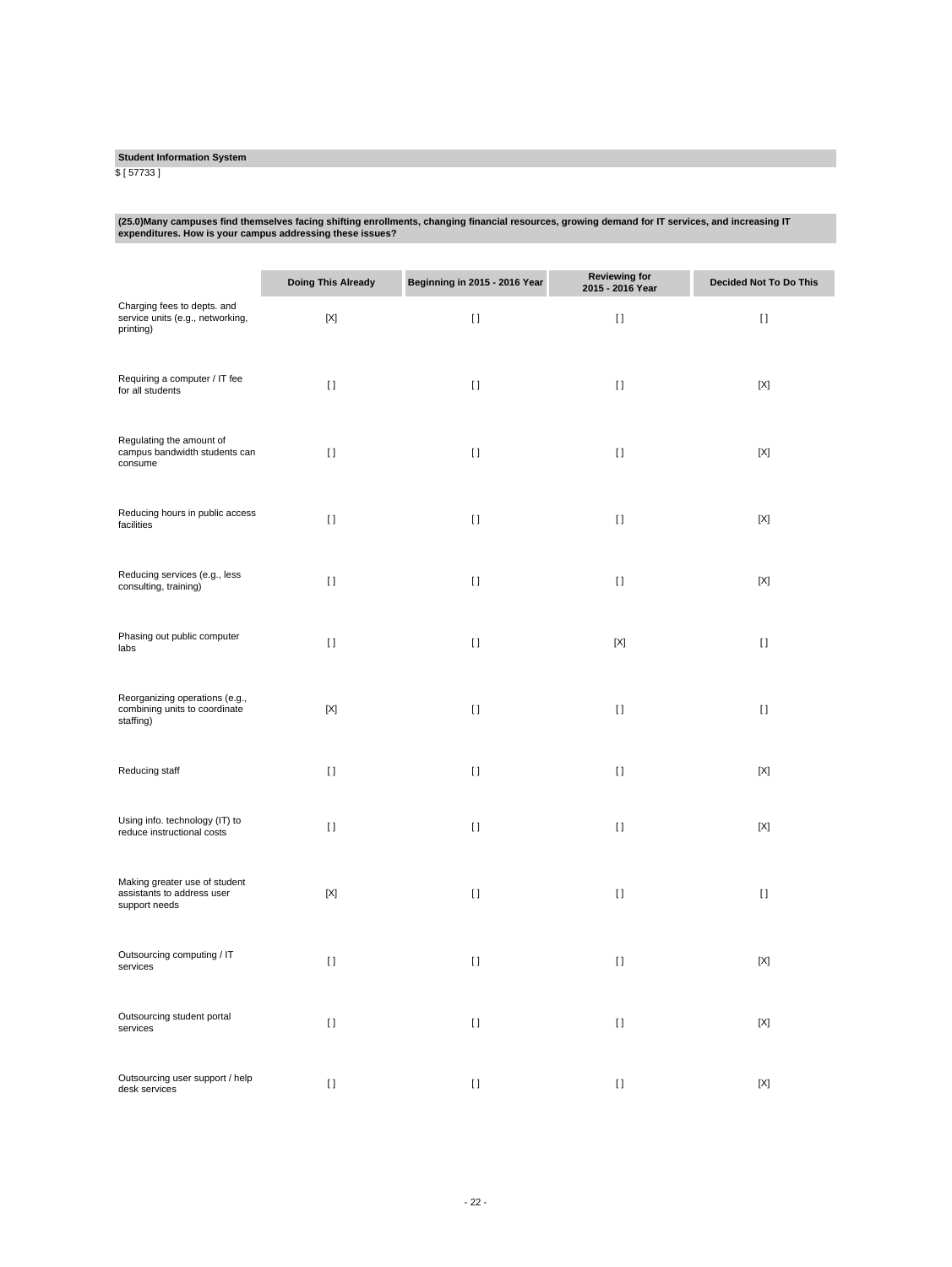**Student Information System**

$ [ 57733 ]

**(25.0)Many campuses find themselves facing shifting enrollments, changing financial resources, growing demand for IT services, and increasing IT expenditures. How is your campus addressing these issues?**

| | Doing This Already | Beginning in 2015 - 2016 Year | Reviewing for 2015 - 2016 Year | Decided Not To Do This |
|---|---|---|---|---|
| Charging fees to depts. and service units (e.g., networking, printing) | [X] | [ ] | [ ] | [ ] |
| Requiring a computer / IT fee for all students | [ ] | [ ] | [ ] | [X] |
| Regulating the amount of campus bandwidth students can consume | [ ] | [ ] | [ ] | [X] |
| Reducing hours in public access facilities | [ ] | [ ] | [ ] | [X] |
| Reducing services (e.g., less consulting, training) | [ ] | [ ] | [ ] | [X] |
| Phasing out public computer labs | [ ] | [ ] | [X] | [ ] |
| Reorganizing operations (e.g., combining units to coordinate staffing) | [X] | [ ] | [ ] | [ ] |
| Reducing staff | [ ] | [ ] | [ ] | [X] |
| Using info. technology (IT) to reduce instructional costs | [ ] | [ ] | [ ] | [X] |
| Making greater use of student assistants to address user support needs | [X] | [ ] | [ ] | [ ] |
| Outsourcing computing / IT services | [ ] | [ ] | [ ] | [X] |
| Outsourcing student portal services | [ ] | [ ] | [ ] | [X] |
| Outsourcing user support / help desk services | [ ] | [ ] | [ ] | [X] |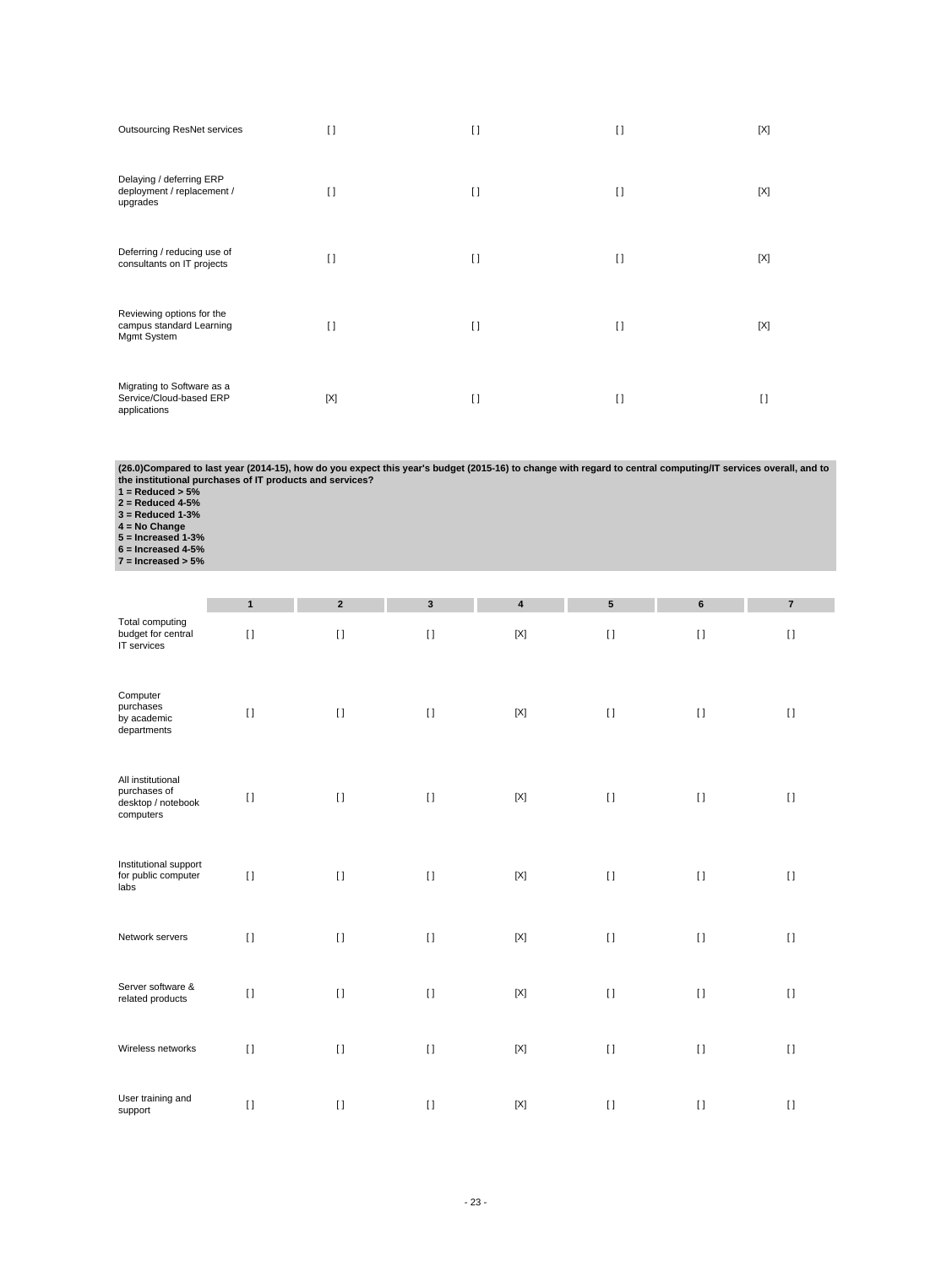| | | | | |
|---|---|---|---|---|
| Outsourcing ResNet services | [] | [] | [] | [X] |
| Delaying / deferring ERP deployment / replacement / upgrades | [] | [] | [] | [X] |
| Deferring / reducing use of consultants on IT projects | [] | [] | [] | [X] |
| Reviewing options for the campus standard Learning Mgmt System | [] | [] | [] | [X] |
| Migrating to Software as a Service/Cloud-based ERP applications | [X] | [] | [] | [] |

**(26.0)Compared to last year (2014-15), how do you expect this year's budget (2015-16) to change with regard to central computing/IT services overall, and to the institutional purchases of IT products and services?**
**1 = Reduced > 5%**
**2 = Reduced 4-5%**
**3 = Reduced 1-3%**
**4 = No Change**
**5 = Increased 1-3%**
**6 = Increased 4-5%**
**7 = Increased > 5%**

| | 1 | 2 | 3 | 4 | 5 | 6 | 7 |
|---|---|---|---|---|---|---|---|
| Total computing budget for central IT services | [] | [] | [] | [X] | [] | [] | [] |
| Computer purchases by academic departments | [] | [] | [] | [X] | [] | [] | [] |
| All institutional purchases of desktop / notebook computers | [] | [] | [] | [X] | [] | [] | [] |
| Institutional support for public computer labs | [] | [] | [] | [X] | [] | [] | [] |
| Network servers | [] | [] | [] | [X] | [] | [] | [] |
| Server software & related products | [] | [] | [] | [X] | [] | [] | [] |
| Wireless networks | [] | [] | [] | [X] | [] | [] | [] |
| User training and support | [] | [] | [] | [X] | [] | [] | [] |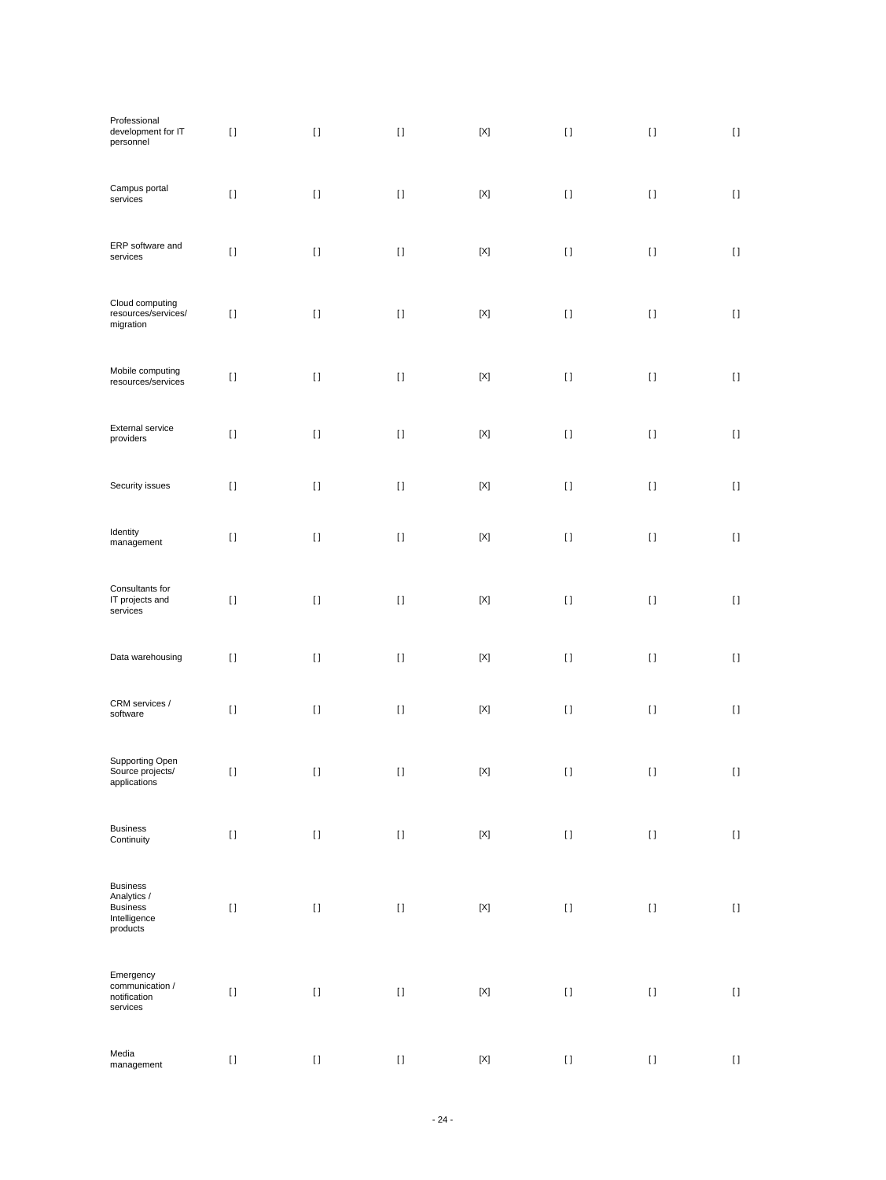| | | | | | | | |
|---|---|---|---|---|---|---|---|
| Professional development for IT personnel | [ ] | [ ] | [ ] | [X] | [ ] | [ ] | [ ] |
| Campus portal services | [ ] | [ ] | [ ] | [X] | [ ] | [ ] | [ ] |
| ERP software and services | [ ] | [ ] | [ ] | [X] | [ ] | [ ] | [ ] |
| Cloud computing resources/services/ migration | [ ] | [ ] | [ ] | [X] | [ ] | [ ] | [ ] |
| Mobile computing resources/services | [ ] | [ ] | [ ] | [X] | [ ] | [ ] | [ ] |
| External service providers | [ ] | [ ] | [ ] | [X] | [ ] | [ ] | [ ] |
| Security issues | [ ] | [ ] | [ ] | [X] | [ ] | [ ] | [ ] |
| Identity management | [ ] | [ ] | [ ] | [X] | [ ] | [ ] | [ ] |
| Consultants for IT projects and services | [ ] | [ ] | [ ] | [X] | [ ] | [ ] | [ ] |
| Data warehousing | [ ] | [ ] | [ ] | [X] | [ ] | [ ] | [ ] |
| CRM services / software | [ ] | [ ] | [ ] | [X] | [ ] | [ ] | [ ] |
| Supporting Open Source projects/ applications | [ ] | [ ] | [ ] | [X] | [ ] | [ ] | [ ] |
| Business Continuity | [ ] | [ ] | [ ] | [X] | [ ] | [ ] | [ ] |
| Business Analytics / Business Intelligence products | [ ] | [ ] | [ ] | [X] | [ ] | [ ] | [ ] |
| Emergency communication / notification services | [ ] | [ ] | [ ] | [X] | [ ] | [ ] | [ ] |
| Media management | [ ] | [ ] | [ ] | [X] | [ ] | [ ] | [ ] |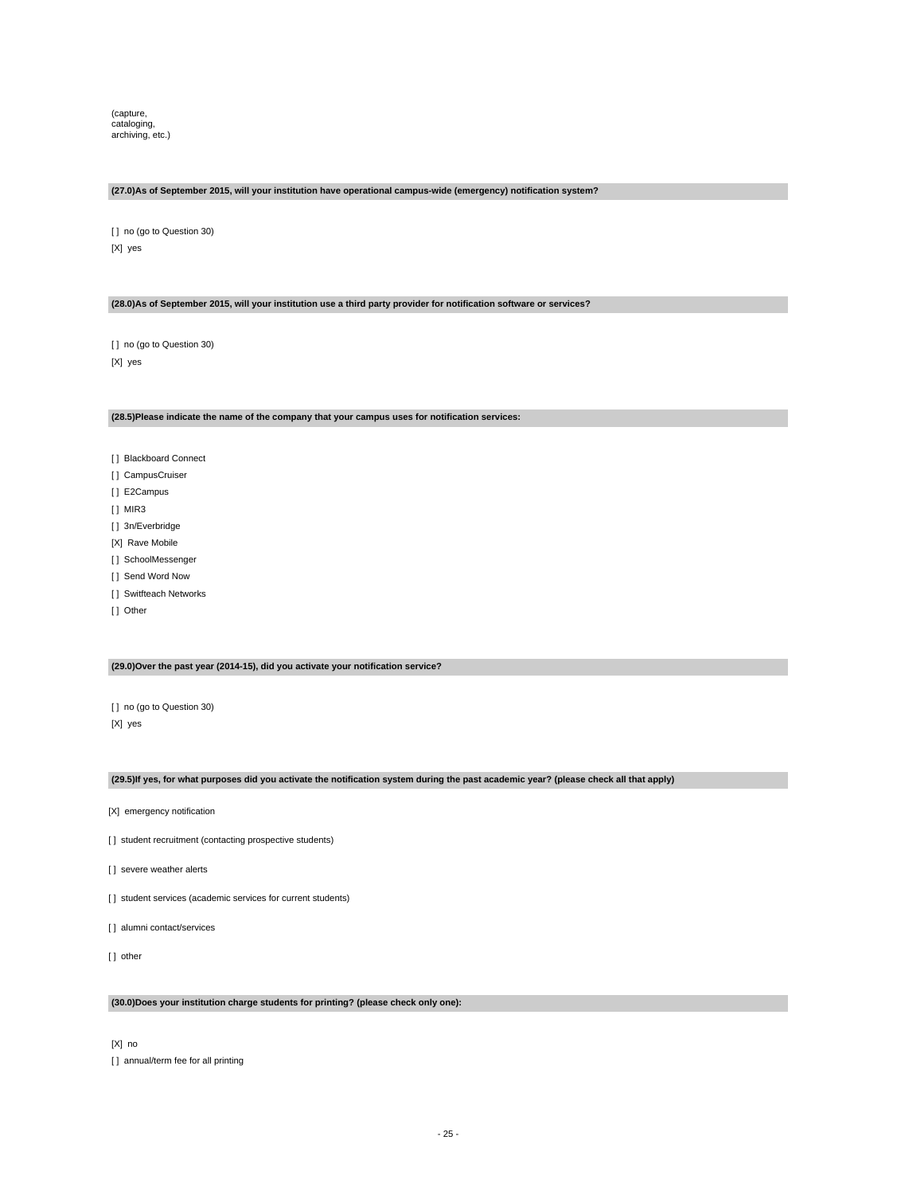(capture,
cataloging,
archiving, etc.)

**(27.0)As of September 2015, will your institution have operational campus-wide (emergency) notification system?**

[ ] no (go to Question 30)

[X] yes

**(28.0)As of September 2015, will your institution use a third party provider for notification software or services?**

[ ] no (go to Question 30)

[X] yes

**(28.5)Please indicate the name of the company that your campus uses for notification services:**

[ ] Blackboard Connect

[ ] CampusCruiser

[ ] E2Campus

[ ] MIR3

[ ] 3n/Everbridge

[X] Rave Mobile

[ ] SchoolMessenger

[ ] Send Word Now

[ ] Switfteach Networks

[ ] Other

**(29.0)Over the past year (2014-15), did you activate your notification service?**

[ ] no (go to Question 30)

[X] yes

**(29.5)If yes, for what purposes did you activate the notification system during the past academic year? (please check all that apply)**

[X] emergency notification

[ ] student recruitment (contacting prospective students)

[ ] severe weather alerts

[ ] student services (academic services for current students)

[ ] alumni contact/services

[ ] other

**(30.0)Does your institution charge students for printing? (please check only one):**

[X] no

[ ] annual/term fee for all printing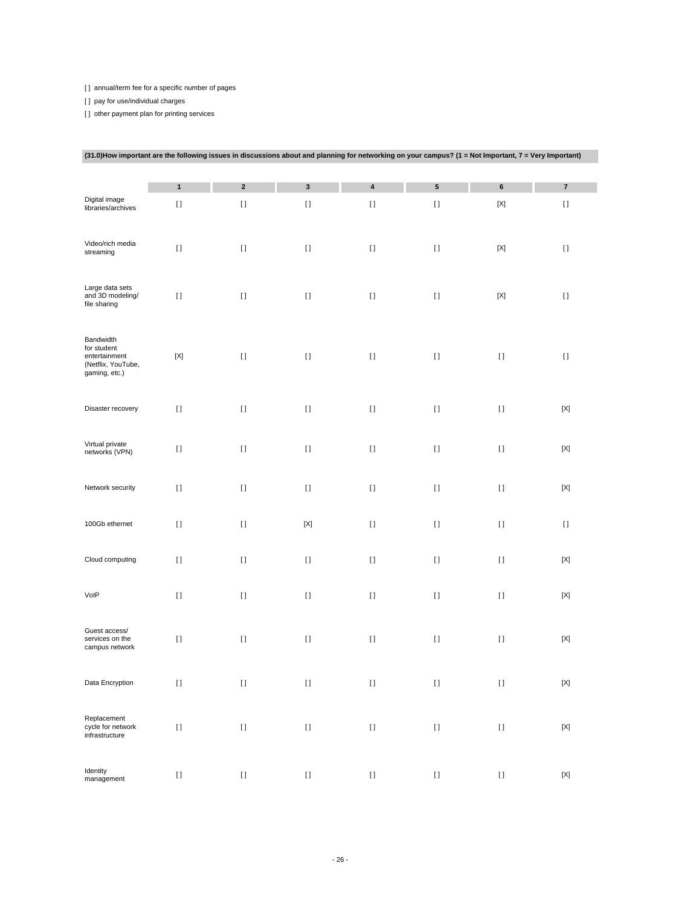[ ] annual/term fee for a specific number of pages

[ ] pay for use/individual charges

[ ] other payment plan for printing services

**(31.0)How important are the following issues in discussions about and planning for networking on your campus? (1 = Not Important, 7 = Very Important)**

| | 1 | 2 | 3 | 4 | 5 | 6 | 7 |
|---|---|---|---|---|---|---|---|
| Digital image libraries/archives | [ ] | [ ] | [ ] | [ ] | [ ] | [X] | [ ] |
| Video/rich media streaming | [ ] | [ ] | [ ] | [ ] | [ ] | [X] | [ ] |
| Large data sets and 3D modeling/ file sharing | [ ] | [ ] | [ ] | [ ] | [ ] | [X] | [ ] |
| Bandwidth for student entertainment (Netflix, YouTube, gaming, etc.) | [X] | [ ] | [ ] | [ ] | [ ] | [ ] | [ ] |
| Disaster recovery | [ ] | [ ] | [ ] | [ ] | [ ] | [ ] | [X] |
| Virtual private networks (VPN) | [ ] | [ ] | [ ] | [ ] | [ ] | [ ] | [X] |
| Network security | [ ] | [ ] | [ ] | [ ] | [ ] | [ ] | [X] |
| 100Gb ethernet | [ ] | [ ] | [X] | [ ] | [ ] | [ ] | [ ] |
| Cloud computing | [ ] | [ ] | [ ] | [ ] | [ ] | [ ] | [X] |
| VoIP | [ ] | [ ] | [ ] | [ ] | [ ] | [ ] | [X] |
| Guest access/ services on the campus network | [ ] | [ ] | [ ] | [ ] | [ ] | [ ] | [X] |
| Data Encryption | [ ] | [ ] | [ ] | [ ] | [ ] | [ ] | [X] |
| Replacement cycle for network infrastructure | [ ] | [ ] | [ ] | [ ] | [ ] | [ ] | [X] |
| Identity management | [ ] | [ ] | [ ] | [ ] | [ ] | [ ] | [X] |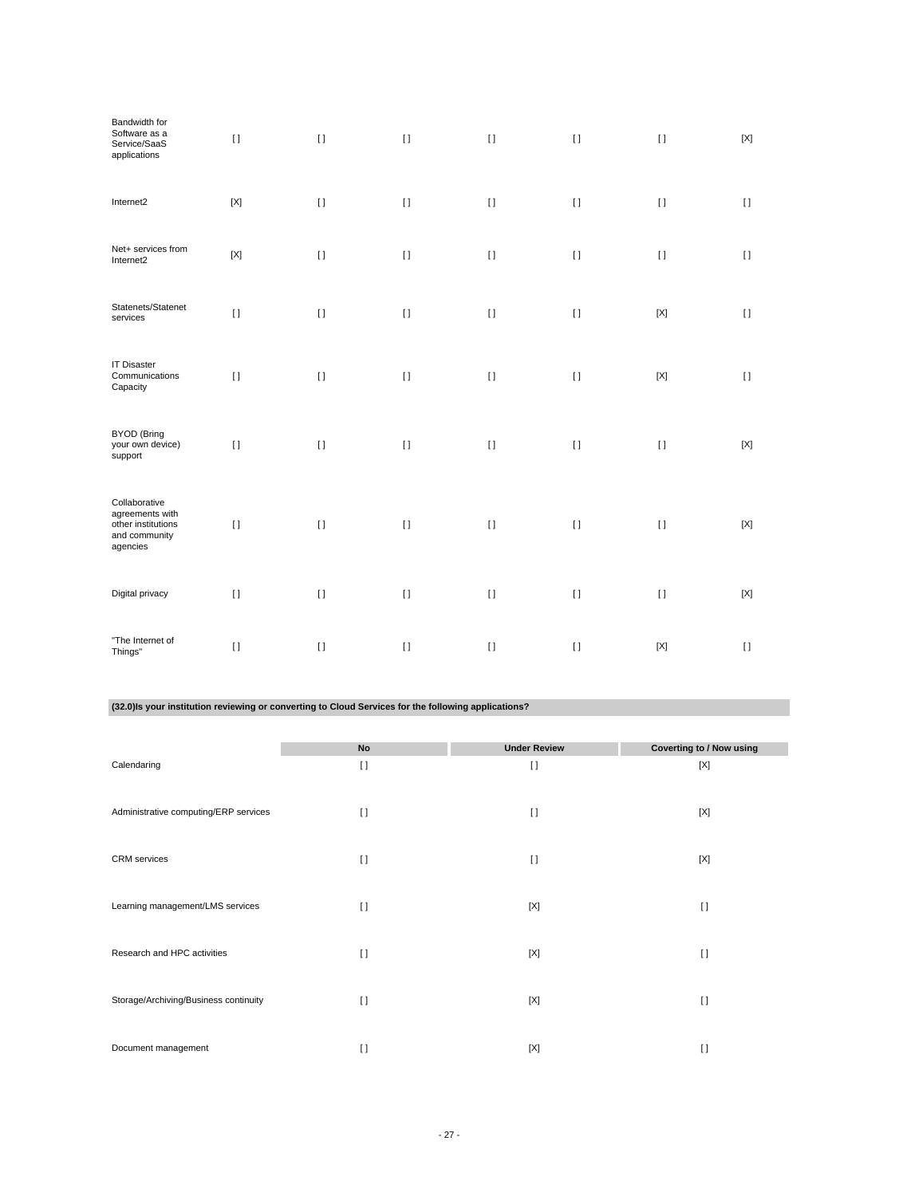| | | | | | | | |
|---|---|---|---|---|---|---|---|
| Bandwidth for Software as a Service/SaaS applications | [] | [] | [] | [] | [] | [] | [X] |
| Internet2 | [X] | [] | [] | [] | [] | [] | [] |
| Net+ services from Internet2 | [X] | [] | [] | [] | [] | [] | [] |
| Statenets/Statenet services | [] | [] | [] | [] | [] | [X] | [] |
| IT Disaster Communications Capacity | [] | [] | [] | [] | [] | [X] | [] |
| BYOD (Bring your own device) support | [] | [] | [] | [] | [] | [] | [X] |
| Collaborative agreements with other institutions and community agencies | [] | [] | [] | [] | [] | [] | [X] |
| Digital privacy | [] | [] | [] | [] | [] | [] | [X] |
| "The Internet of Things" | [] | [] | [] | [] | [] | [X] | [] |

**(32.0)Is your institution reviewing or converting to Cloud Services for the following applications?**

| | No | Under Review | Coverting to / Now using |
|---|---|---|---|
| Calendaring | [] | [] | [X] |
| Administrative computing/ERP services | [] | [] | [X] |
| CRM services | [] | [] | [X] |
| Learning management/LMS services | [] | [X] | [] |
| Research and HPC activities | [] | [X] | [] |
| Storage/Archiving/Business continuity | [] | [X] | [] |
| Document management | [] | [X] | [] |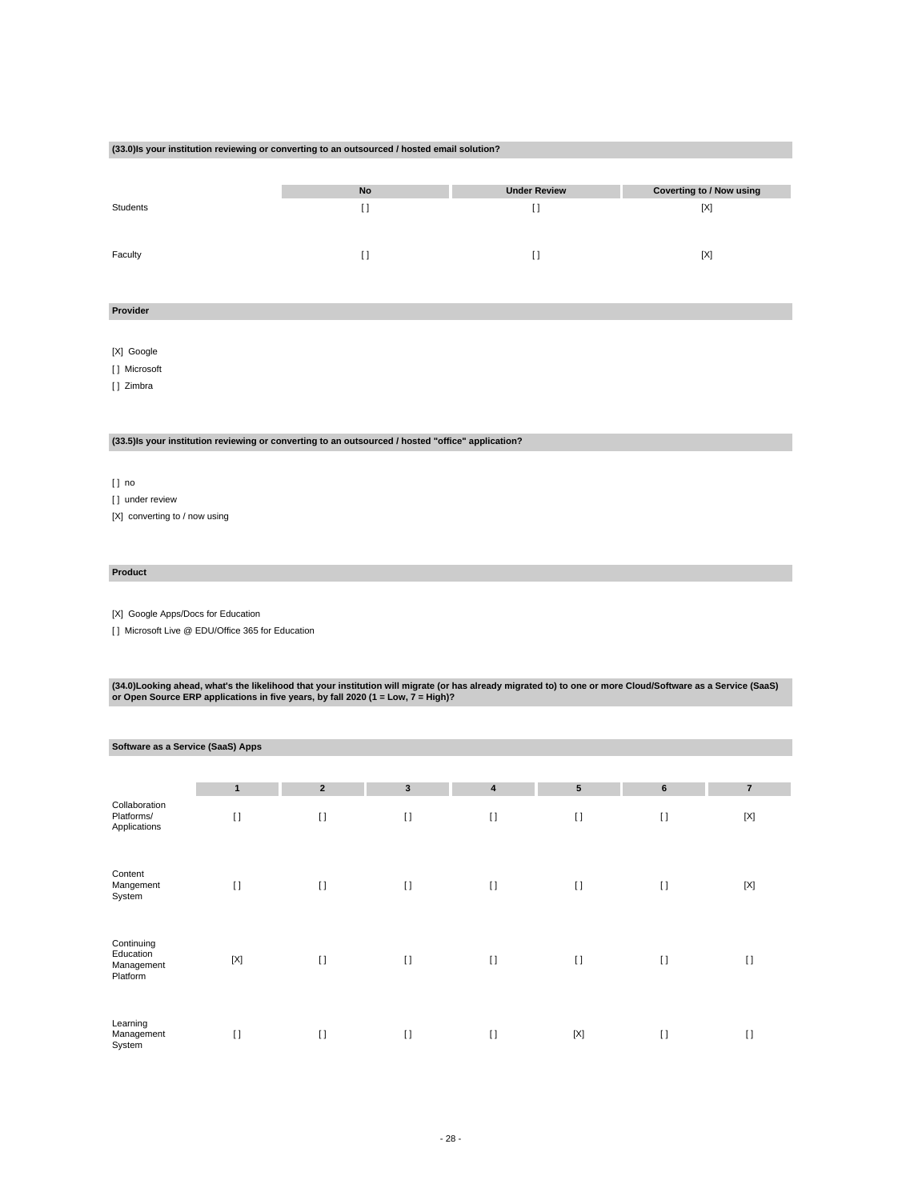**(33.0)Is your institution reviewing or converting to an outsourced / hosted email solution?**

| | No | Under Review | Coverting to / Now using |
|---|---|---|---|
| Students | [ ] | [ ] | [X] |
| Faculty | [ ] | [ ] | [X] |

**Provider**

[X] Google
[ ] Microsoft
[ ] Zimbra

**(33.5)Is your institution reviewing or converting to an outsourced / hosted "office" application?**

[ ] no
[ ] under review
[X] converting to / now using

**Product**

[X] Google Apps/Docs for Education
[ ] Microsoft Live @ EDU/Office 365 for Education

**(34.0)Looking ahead, what's the likelihood that your institution will migrate (or has already migrated to) to one or more Cloud/Software as a Service (SaaS) or Open Source ERP applications in five years, by fall 2020 (1 = Low, 7 = High)?**

**Software as a Service (SaaS) Apps**

| | 1 | 2 | 3 | 4 | 5 | 6 | 7 |
|---|---|---|---|---|---|---|---|
| Collaboration Platforms/ Applications | [ ] | [ ] | [ ] | [ ] | [ ] | [ ] | [X] |
| Content Mangement System | [ ] | [ ] | [ ] | [ ] | [ ] | [ ] | [X] |
| Continuing Education Management Platform | [X] | [ ] | [ ] | [ ] | [ ] | [ ] | [ ] |
| Learning Management System | [ ] | [ ] | [ ] | [ ] | [X] | [ ] | [ ] |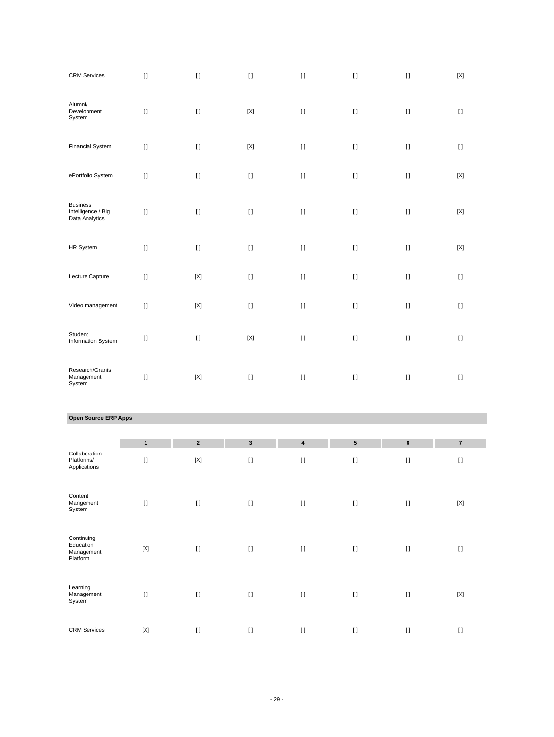| | | | | | | | |
|---|---|---|---|---|---|---|---|
| CRM Services | [] | [] | [] | [] | [] | [] | [X] |
| Alumni/ Development System | [] | [] | [X] | [] | [] | [] | [] |
| Financial System | [] | [] | [X] | [] | [] | [] | [] |
| ePortfolio System | [] | [] | [] | [] | [] | [] | [X] |
| Business Intelligence / Big Data Analytics | [] | [] | [] | [] | [] | [] | [X] |
| HR System | [] | [] | [] | [] | [] | [] | [X] |
| Lecture Capture | [] | [X] | [] | [] | [] | [] | [] |
| Video management | [] | [X] | [] | [] | [] | [] | [] |
| Student Information System | [] | [] | [X] | [] | [] | [] | [] |
| Research/Grants Management System | [] | [X] | [] | [] | [] | [] | [] |

**Open Source ERP Apps**

| | 1 | 2 | 3 | 4 | 5 | 6 | 7 |
|---|---|---|---|---|---|---|---|
| Collaboration Platforms/ Applications | [] | [X] | [] | [] | [] | [] | [] |
| Content Mangement System | [] | [] | [] | [] | [] | [] | [X] |
| Continuing Education Management Platform | [X] | [] | [] | [] | [] | [] | [] |
| Learning Management System | [] | [] | [] | [] | [] | [] | [X] |
| CRM Services | [X] | [] | [] | [] | [] | [] | [] |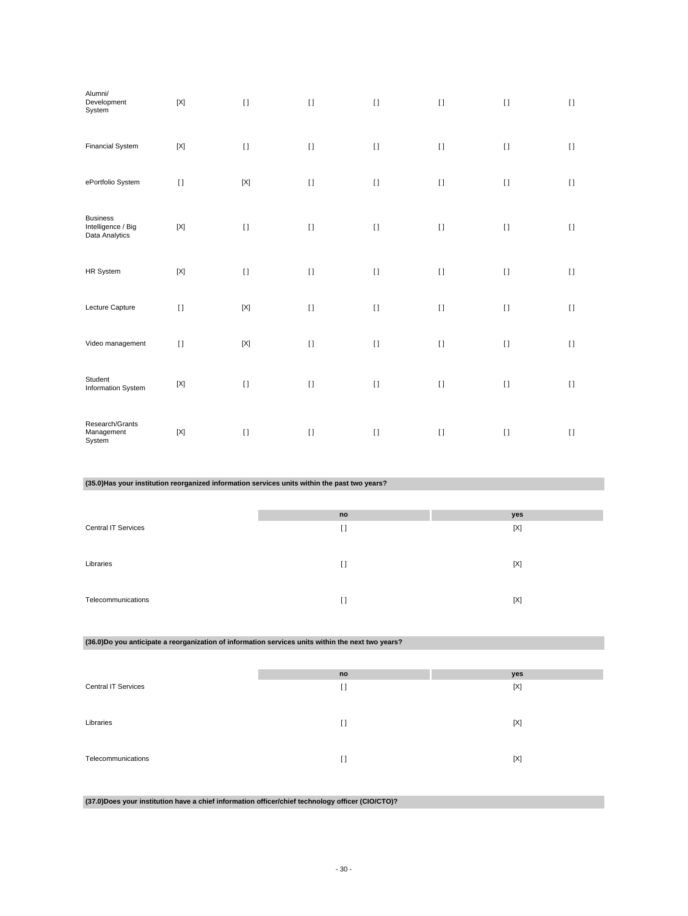| | | | | | | | |
|---|---|---|---|---|---|---|---|
| Alumni/ Development System | [X] | [ ] | [ ] | [ ] | [ ] | [ ] | [ ] |
| Financial System | [X] | [ ] | [ ] | [ ] | [ ] | [ ] | [ ] |
| ePortfolio System | [ ] | [X] | [ ] | [ ] | [ ] | [ ] | [ ] |
| Business Intelligence / Big Data Analytics | [X] | [ ] | [ ] | [ ] | [ ] | [ ] | [ ] |
| HR System | [X] | [ ] | [ ] | [ ] | [ ] | [ ] | [ ] |
| Lecture Capture | [ ] | [X] | [ ] | [ ] | [ ] | [ ] | [ ] |
| Video management | [ ] | [X] | [ ] | [ ] | [ ] | [ ] | [ ] |
| Student Information System | [X] | [ ] | [ ] | [ ] | [ ] | [ ] | [ ] |
| Research/Grants Management System | [X] | [ ] | [ ] | [ ] | [ ] | [ ] | [ ] |

**(35.0)Has your institution reorganized information services units within the past two years?**

| | no | yes |
|---|---|---|
| Central IT Services | [ ] | [X] |
| Libraries | [ ] | [X] |
| Telecommunications | [ ] | [X] |

**(36.0)Do you anticipate a reorganization of information services units within the next two years?**

| | no | yes |
|---|---|---|
| Central IT Services | [ ] | [X] |
| Libraries | [ ] | [X] |
| Telecommunications | [ ] | [X] |

**(37.0)Does your institution have a chief information officer/chief technology officer (CIO/CTO)?**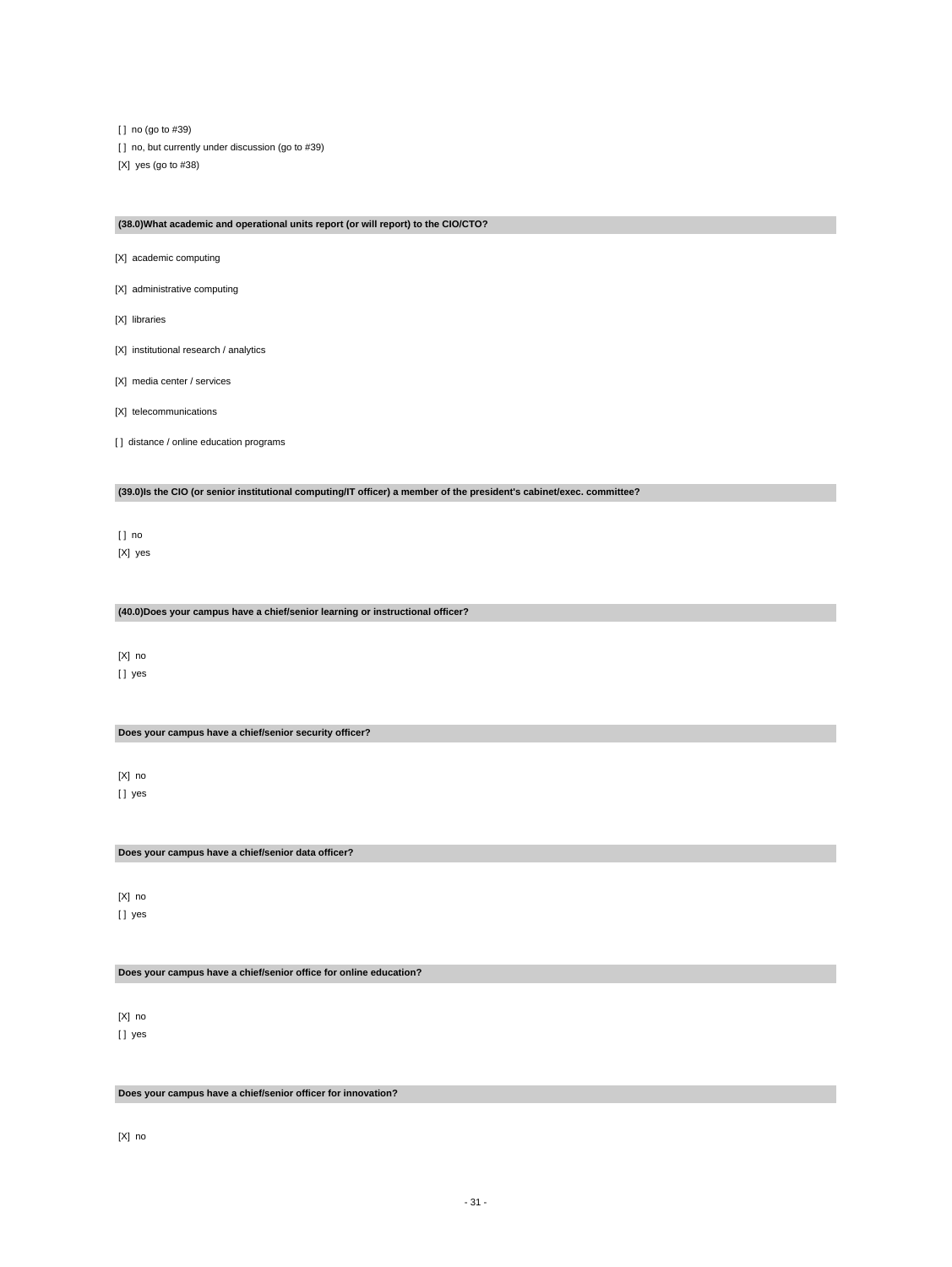[ ] no (go to #39)

[ ] no, but currently under discussion (go to #39)

[X] yes (go to #38)

**(38.0)What academic and operational units report (or will report) to the CIO/CTO?**

[X] academic computing

[X] administrative computing

[X] libraries

[X] institutional research / analytics

[X] media center / services

[X] telecommunications

[ ] distance / online education programs

**(39.0)Is the CIO (or senior institutional computing/IT officer) a member of the president's cabinet/exec. committee?**

[ ] no

[X] yes

**(40.0)Does your campus have a chief/senior learning or instructional officer?**

[X] no

[ ] yes

**Does your campus have a chief/senior security officer?**

[X] no

[ ] yes

**Does your campus have a chief/senior data officer?**

[X] no

[ ] yes

**Does your campus have a chief/senior office for online education?**

[X] no

[ ] yes

**Does your campus have a chief/senior officer for innovation?**

[X] no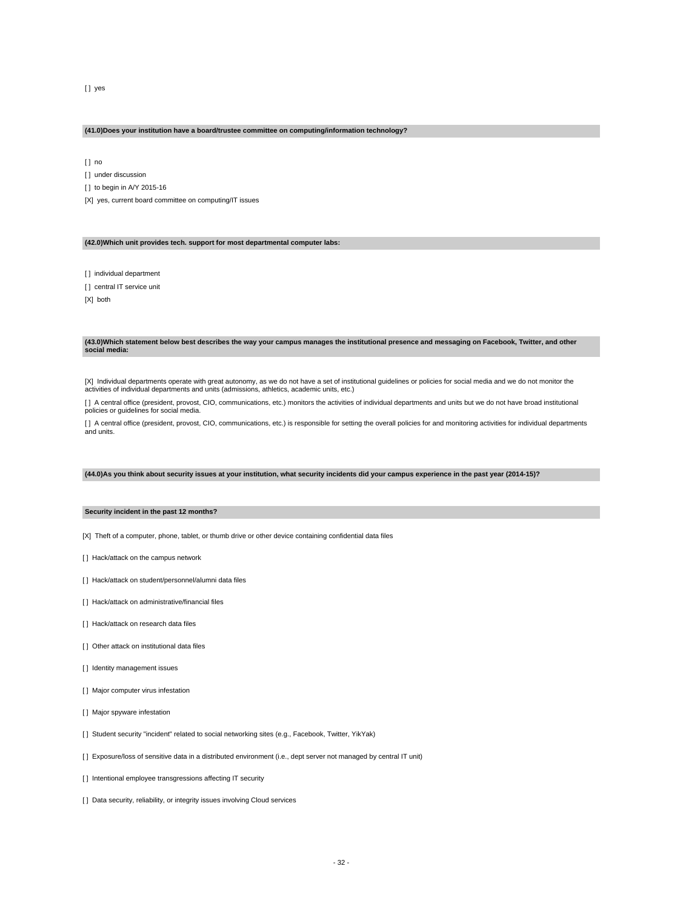[ ] yes

**(41.0)Does your institution have a board/trustee committee on computing/information technology?**

[ ] no

[ ] under discussion

[ ] to begin in A/Y 2015-16

[X] yes, current board committee on computing/IT issues

**(42.0)Which unit provides tech. support for most departmental computer labs:**

[ ] individual department

[ ] central IT service unit

[X] both

**(43.0)Which statement below best describes the way your campus manages the institutional presence and messaging on Facebook, Twitter, and other social media:**

[X] Individual departments operate with great autonomy, as we do not have a set of institutional guidelines or policies for social media and we do not monitor the activities of individual departments and units (admissions, athletics, academic units, etc.)

[ ] A central office (president, provost, CIO, communications, etc.) monitors the activities of individual departments and units but we do not have broad institutional policies or guidelines for social media.

[ ] A central office (president, provost, CIO, communications, etc.) is responsible for setting the overall policies for and monitoring activities for individual departments and units.

**(44.0)As you think about security issues at your institution, what security incidents did your campus experience in the past year (2014-15)?**

**Security incident in the past 12 months?**

[X] Theft of a computer, phone, tablet, or thumb drive or other device containing confidential data files

[ ] Hack/attack on the campus network

[ ] Hack/attack on student/personnel/alumni data files

[ ] Hack/attack on administrative/financial files

[ ] Hack/attack on research data files

[ ] Other attack on institutional data files

[ ] Identity management issues

[ ] Major computer virus infestation

[ ] Major spyware infestation

[ ] Student security "incident" related to social networking sites (e.g., Facebook, Twitter, YikYak)

[ ] Exposure/loss of sensitive data in a distributed environment (i.e., dept server not managed by central IT unit)

[ ] Intentional employee transgressions affecting IT security

[ ] Data security, reliability, or integrity issues involving Cloud services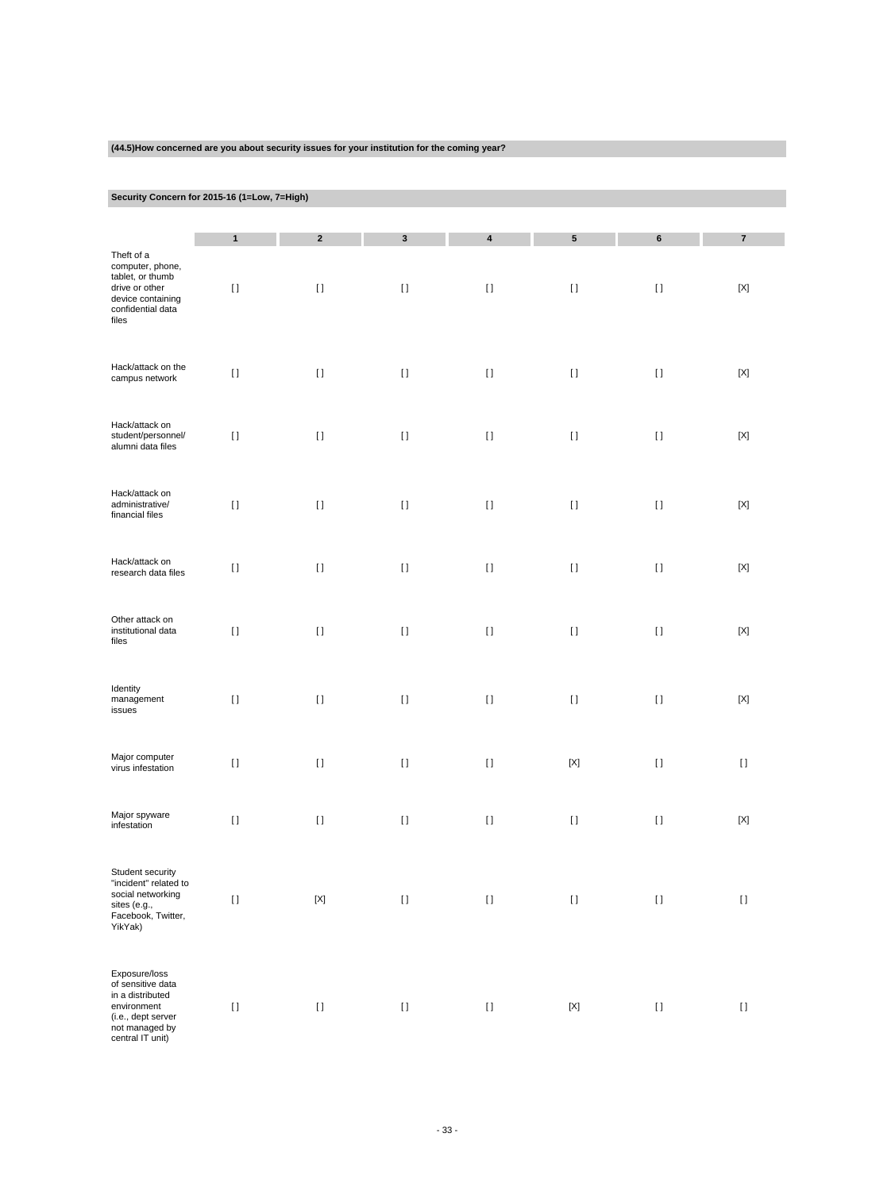**(44.5)How concerned are you about security issues for your institution for the coming year?**

**Security Concern for 2015-16 (1=Low, 7=High)**

| | 1 | 2 | 3 | 4 | 5 | 6 | 7 |
|---|---|---|---|---|---|---|---|
| Theft of a computer, phone, tablet, or thumb drive or other device containing confidential data files | [ ] | [ ] | [ ] | [ ] | [ ] | [ ] | [X] |
| Hack/attack on the campus network | [ ] | [ ] | [ ] | [ ] | [ ] | [ ] | [X] |
| Hack/attack on student/personnel/ alumni data files | [ ] | [ ] | [ ] | [ ] | [ ] | [ ] | [X] |
| Hack/attack on administrative/ financial files | [ ] | [ ] | [ ] | [ ] | [ ] | [ ] | [X] |
| Hack/attack on research data files | [ ] | [ ] | [ ] | [ ] | [ ] | [ ] | [X] |
| Other attack on institutional data files | [ ] | [ ] | [ ] | [ ] | [ ] | [ ] | [X] |
| Identity management issues | [ ] | [ ] | [ ] | [ ] | [ ] | [ ] | [X] |
| Major computer virus infestation | [ ] | [ ] | [ ] | [ ] | [X] | [ ] | [ ] |
| Major spyware infestation | [ ] | [ ] | [ ] | [ ] | [ ] | [ ] | [X] |
| Student security "incident" related to social networking sites (e.g., Facebook, Twitter, YikYak) | [ ] | [X] | [ ] | [ ] | [ ] | [ ] | [ ] |
| Exposure/loss of sensitive data in a distributed environment (i.e., dept server not managed by central IT unit) | [ ] | [ ] | [ ] | [ ] | [X] | [ ] | [ ] |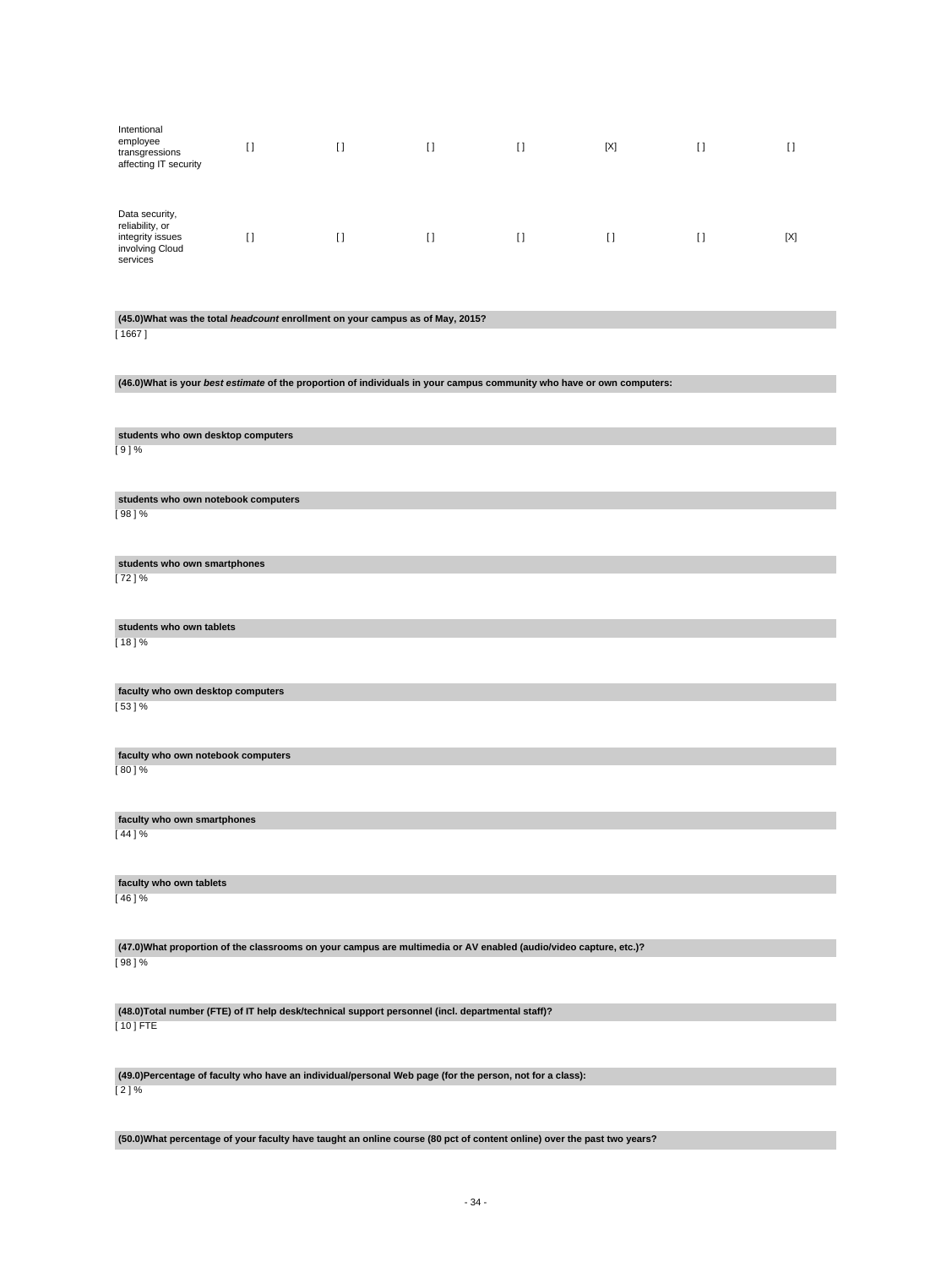| | | | | | | | |
|---|---|---|---|---|---|---|---|
| Intentional employee transgressions affecting IT security | [ ] | [ ] | [ ] | [ ] | [X] | [ ] | [ ] |
| Data security, reliability, or integrity issues involving Cloud services | [ ] | [ ] | [ ] | [ ] | [ ] | [ ] | [X] |

**(45.0)What was the total *headcount* enrollment on your campus as of May, 2015?**

[ 1667 ]

**(46.0)What is your *best estimate* of the proportion of individuals in your campus community who have or own computers:**

**students who own desktop computers**

[ 9 ] %

**students who own notebook computers**

[ 98 ] %

**students who own smartphones**

[ 72 ] %

**students who own tablets**

[ 18 ] %

**faculty who own desktop computers**

[ 53 ] %

**faculty who own notebook computers**

[ 80 ] %

**faculty who own smartphones**

[ 44 ] %

**faculty who own tablets**

[ 46 ] %

**(47.0)What proportion of the classrooms on your campus are multimedia or AV enabled (audio/video capture, etc.)?**

[ 98 ] %

**(48.0)Total number (FTE) of IT help desk/technical support personnel (incl. departmental staff)?**

[ 10 ] FTE

**(49.0)Percentage of faculty who have an individual/personal Web page (for the person, not for a class):**

[ 2 ] %

**(50.0)What percentage of your faculty have taught an online course (80 pct of content online) over the past two years?**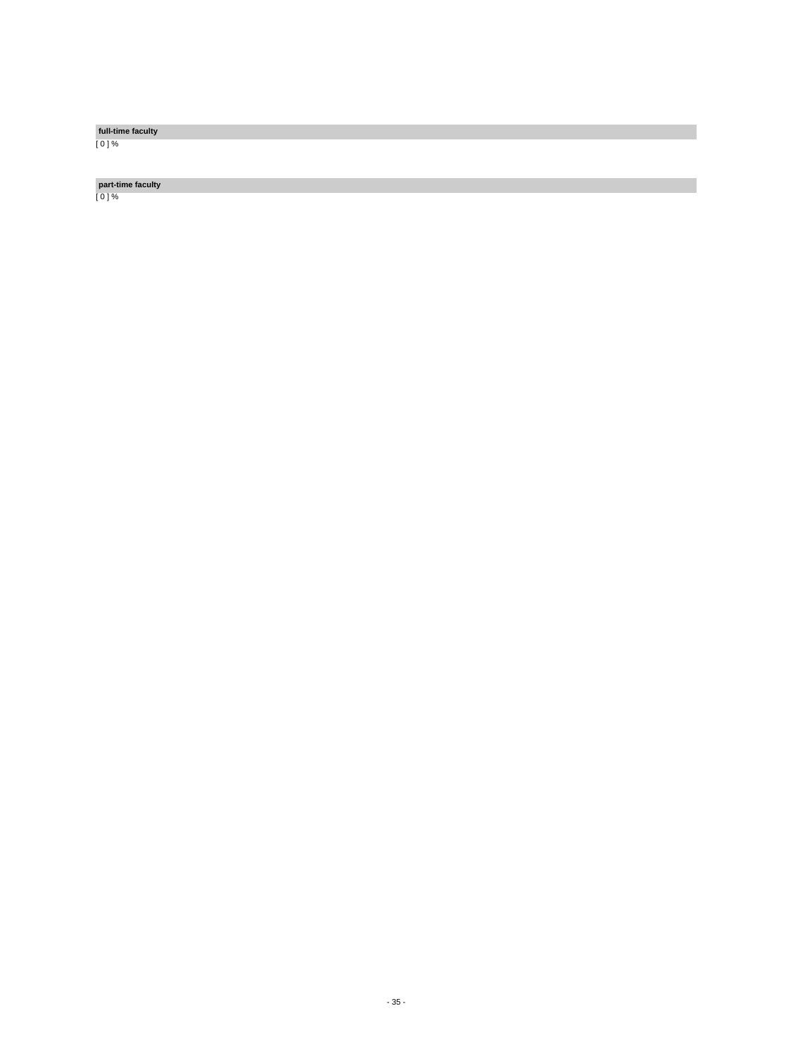**full-time faculty**

[ 0 ] %

**part-time faculty**

[ 0 ] %